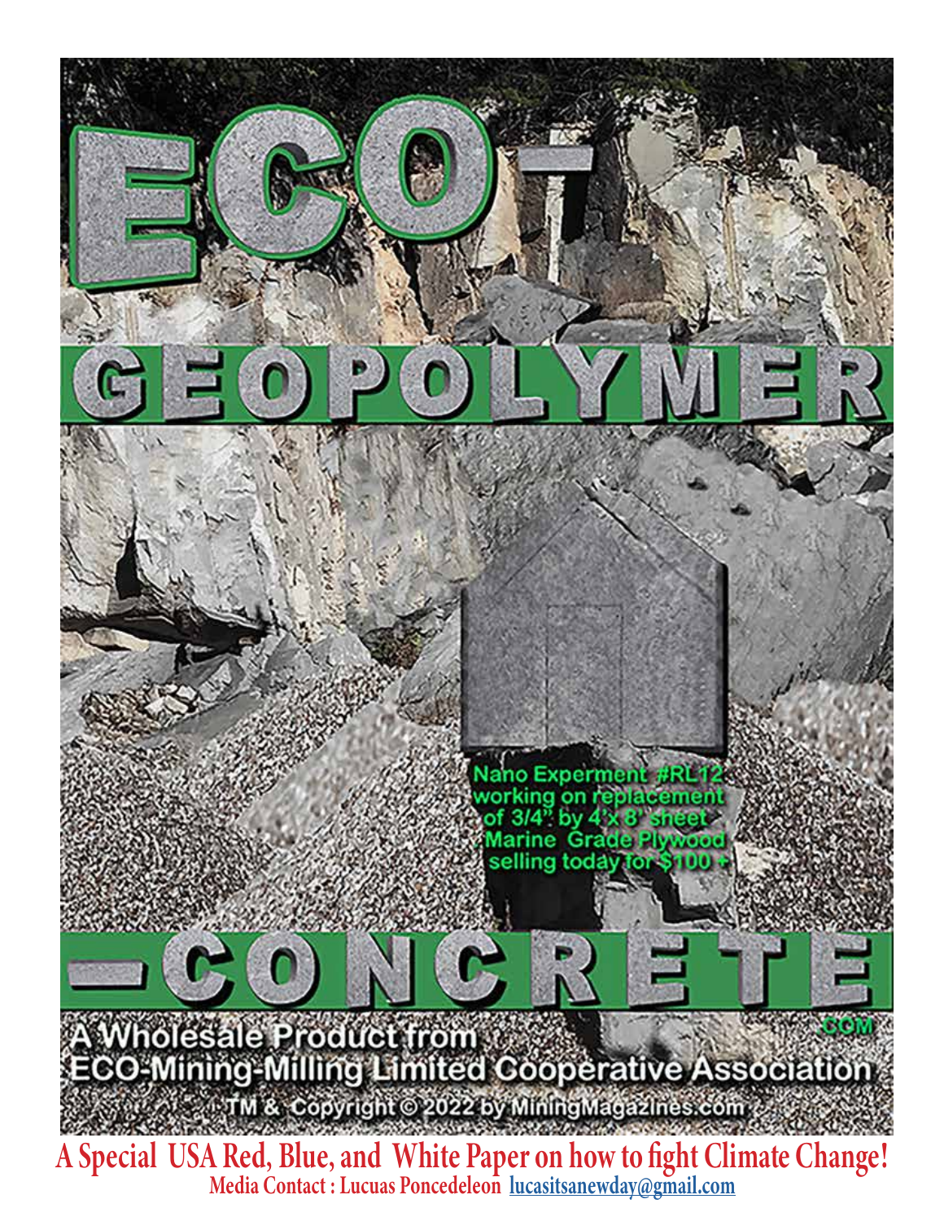# ECO-GEOPOLYMER-CONCRETE.COM

Nano Experment #RL12 working on replacement of 3/4" by 4'x 8' sheet Marine Grade Plywood selling today for $100 +

A Wholesale Product from ECO-Mining-Milling Limited Cooperative Association

TM & Copyright © 2022 by MiningMagazines.com

**A Special USA Red, Blue, and White Paper on how to fight Climate Change!**

**Media Contact : Lucuas Poncedeleon lucasitsanewday@gmail.com**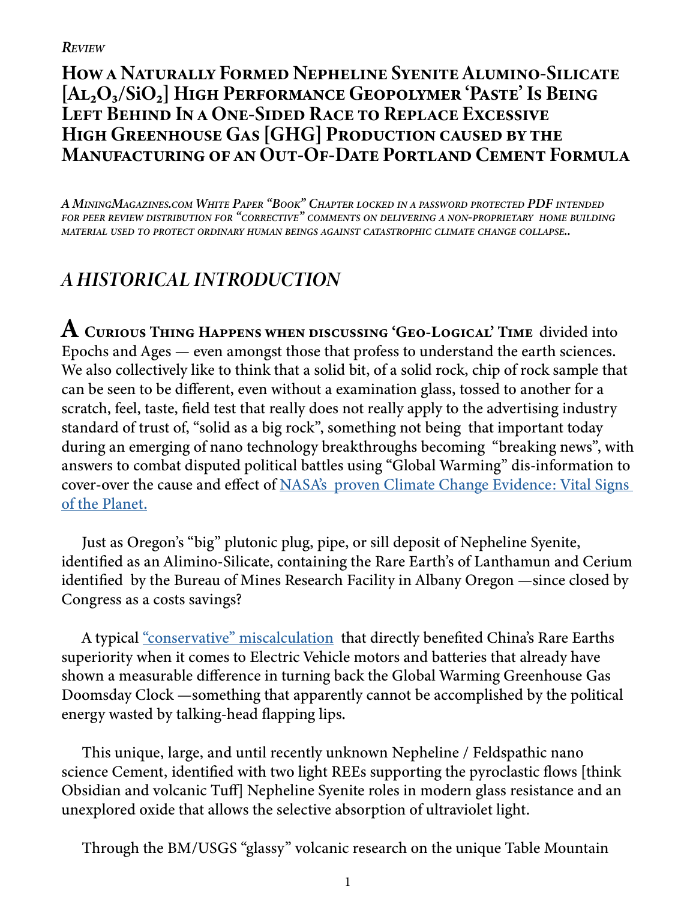*Review*

# How a Naturally Formed Nepheline Syenite Alumino-Silicate [$Al_2O_3/SiO_2$] High Performance Geopolymer 'Paste' Is Being Left Behind In a One-Sided Race to Replace Excessive High Greenhouse Gas [GHG] Production caused by the Manufacturing of an Out-Of-Date Portland Cement Formula

*A MiningMagazines.com White Paper "Book" Chapter locked in a password protected PDF intended for peer review distribution for "corrective" comments on delivering a non-proprietary home building material used to protect ordinary human beings against catastrophic climate change collapse..*

## *A HISTORICAL INTRODUCTION*

**A Curious Thing Happens when discussing 'Geo-Logical' Time** divided into Epochs and Ages — even amongst those that profess to understand the earth sciences. We also collectively like to think that a solid bit, of a solid rock, chip of rock sample that can be seen to be different, even without a examination glass, tossed to another for a scratch, feel, taste, field test that really does not really apply to the advertising industry standard of trust of, "solid as a big rock", something not being that important today during an emerging of nano technology breakthroughs becoming "breaking news", with answers to combat disputed political battles using "Global Warming" dis-information to cover-over the cause and effect of [NASA's proven Climate Change Evidence: Vital Signs of the Planet.]

Just as Oregon's "big" plutonic plug, pipe, or sill deposit of Nepheline Syenite, identified as an Alimino-Silicate, containing the Rare Earth's of Lanthamun and Cerium identified by the Bureau of Mines Research Facility in Albany Oregon —since closed by Congress as a costs savings?

A typical ["conservative" miscalculation] that directly benefited China's Rare Earths superiority when it comes to Electric Vehicle motors and batteries that already have shown a measurable difference in turning back the Global Warming Greenhouse Gas Doomsday Clock —something that apparently cannot be accomplished by the political energy wasted by talking-head flapping lips.

This unique, large, and until recently unknown Nepheline / Feldspathic nano science Cement, identified with two light REEs supporting the pyroclastic flows [think Obsidian and volcanic Tuff] Nepheline Syenite roles in modern glass resistance and an unexplored oxide that allows the selective absorption of ultraviolet light.

Through the BM/USGS "glassy" volcanic research on the unique Table Mountain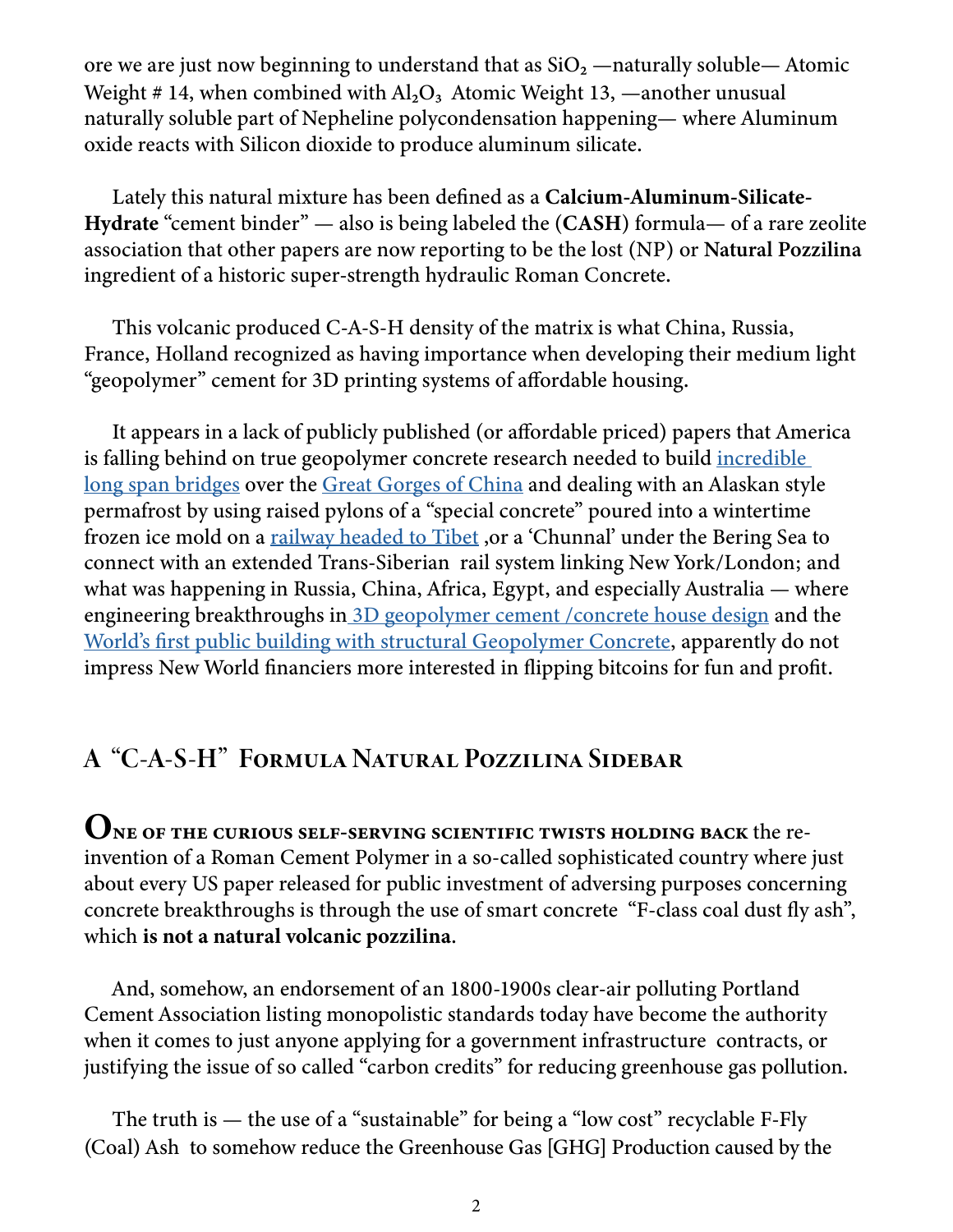ore we are just now beginning to understand that as $SiO_2$ —naturally soluble— Atomic Weight # 14, when combined with $Al_2O_3$ Atomic Weight 13, —another unusual naturally soluble part of Nepheline polycondensation happening— where Aluminum oxide reacts with Silicon dioxide to produce aluminum silicate.

Lately this natural mixture has been defined as a **Calcium-Aluminum-Silicate-Hydrate** "cement binder" — also is being labeled the (**CASH**) formula— of a rare zeolite association that other papers are now reporting to be the lost (NP) or **Natural Pozzilina** ingredient of a historic super-strength hydraulic Roman Concrete.

This volcanic produced C-A-S-H density of the matrix is what China, Russia, France, Holland recognized as having importance when developing their medium light "geopolymer" cement for 3D printing systems of affordable housing.

It appears in a lack of publicly published (or affordable priced) papers that America is falling behind on true geopolymer concrete research needed to build incredible long span bridges over the Great Gorges of China and dealing with an Alaskan style permafrost by using raised pylons of a "special concrete" poured into a wintertime frozen ice mold on a railway headed to Tibet ,or a 'Chunnal' under the Bering Sea to connect with an extended Trans-Siberian rail system linking New York/London; and what was happening in Russia, China, Africa, Egypt, and especially Australia — where engineering breakthroughs in 3D geopolymer cement /concrete house design and the World's first public building with structural Geopolymer Concrete, apparently do not impress New World financiers more interested in flipping bitcoins for fun and profit.

## A "C-A-S-H" Formula Natural Pozzilina Sidebar

**One of the curious self-serving scientific twists holding back** the re-invention of a Roman Cement Polymer in a so-called sophisticated country where just about every US paper released for public investment of adversing purposes concerning concrete breakthroughs is through the use of smart concrete "F-class coal dust fly ash", which **is not a natural volcanic pozzilina**.

And, somehow, an endorsement of an 1800-1900s clear-air polluting Portland Cement Association listing monopolistic standards today have become the authority when it comes to just anyone applying for a government infrastructure contracts, or justifying the issue of so called "carbon credits" for reducing greenhouse gas pollution.

The truth is — the use of a "sustainable" for being a "low cost" recyclable F-Fly (Coal) Ash to somehow reduce the Greenhouse Gas [GHG] Production caused by the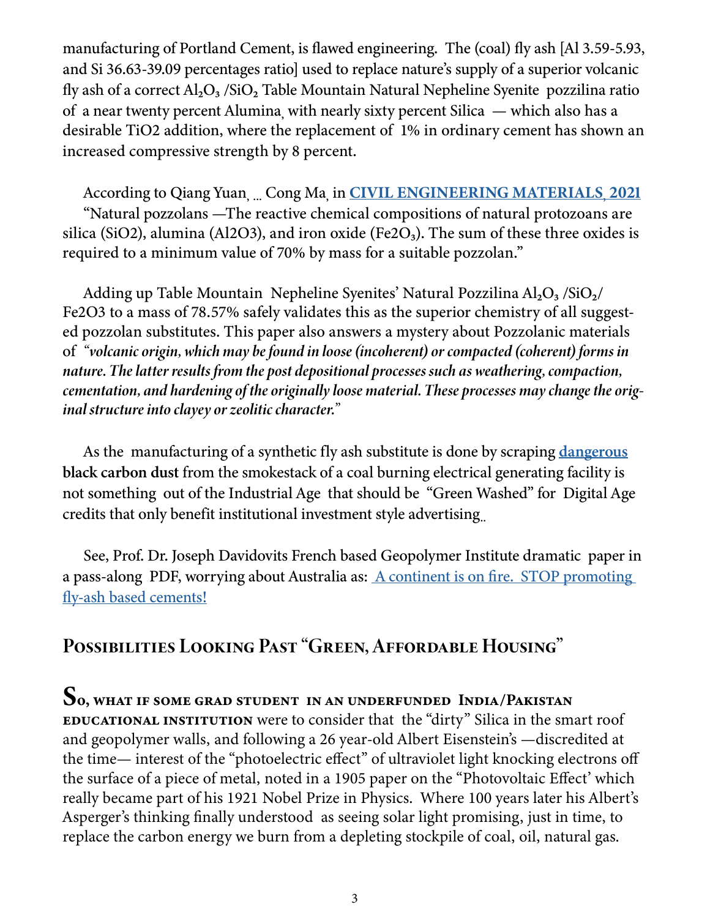manufacturing of Portland Cement, is flawed engineering. The (coal) fly ash [Al 3.59-5.93, and Si 36.63-39.09 percentages ratio] used to replace nature's supply of a superior volcanic fly ash of a correct $Al_2O_3$ /$SiO_2$ Table Mountain Natural Nepheline Syenite pozzilina ratio of a near twenty percent Alumina, with nearly sixty percent Silica — which also has a desirable TiO2 addition, where the replacement of 1% in ordinary cement has shown an increased compressive strength by 8 percent.

According to Qiang Yuan, ... Cong Ma, in **CIVIL ENGINEERING MATERIALS, 2021** "Natural pozzolans —The reactive chemical compositions of natural protozoans are silica (SiO2), alumina (Al2O3), and iron oxide ($Fe_2O_3$). The sum of these three oxides is required to a minimum value of 70% by mass for a suitable pozzolan."

Adding up Table Mountain Nepheline Syenites' Natural Pozzilina $Al_2O_3$ /$SiO_2$/ Fe2O3 to a mass of 78.57% safely validates this as the superior chemistry of all suggested pozzolan substitutes. This paper also answers a mystery about Pozzolanic materials of *"volcanic origin, which may be found in loose (incoherent) or compacted (coherent) forms in nature. The latter results from the post depositional processes such as weathering, compaction, cementation, and hardening of the originally loose material. These processes may change the original structure into clayey or zeolitic character."*

As the manufacturing of a synthetic fly ash substitute is done by scraping **dangerous black carbon dust** from the smokestack of a coal burning electrical generating facility is not something out of the Industrial Age that should be "Green Washed" for Digital Age credits that only benefit institutional investment style advertising..

See, Prof. Dr. Joseph Davidovits French based Geopolymer Institute dramatic paper in a pass-along PDF, worrying about Australia as: A continent is on fire. STOP promoting fly-ash based cements!

## Possibilities Looking Past "Green, Affordable Housing"

**So, what if some grad student in an underfunded India/Pakistan educational institution** were to consider that the "dirty" Silica in the smart roof and geopolymer walls, and following a 26 year-old Albert Eisenstein's —discredited at the time— interest of the "photoelectric effect" of ultraviolet light knocking electrons off the surface of a piece of metal, noted in a 1905 paper on the "Photovoltaic Effect' which really became part of his 1921 Nobel Prize in Physics. Where 100 years later his Albert's Asperger's thinking finally understood as seeing solar light promising, just in time, to replace the carbon energy we burn from a depleting stockpile of coal, oil, natural gas.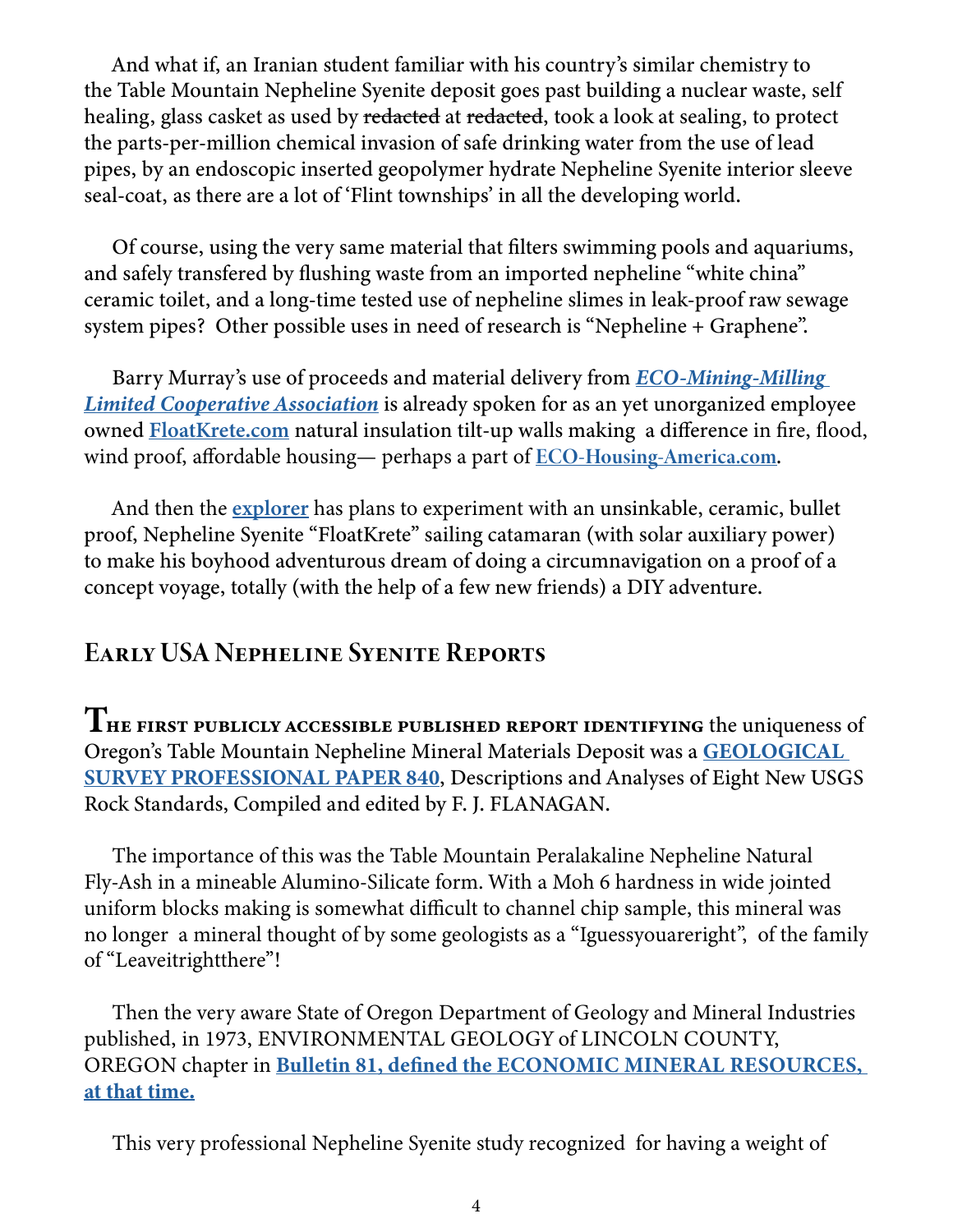And what if, an Iranian student familiar with his country's similar chemistry to the Table Mountain Nepheline Syenite deposit goes past building a nuclear waste, self healing, glass casket as used by ~~redacted~~ at ~~redacted~~, took a look at sealing, to protect the parts-per-million chemical invasion of safe drinking water from the use of lead pipes, by an endoscopic inserted geopolymer hydrate Nepheline Syenite interior sleeve seal-coat, as there are a lot of 'Flint townships' in all the developing world.

Of course, using the very same material that filters swimming pools and aquariums, and safely transfered by flushing waste from an imported nepheline "white china" ceramic toilet, and a long-time tested use of nepheline slimes in leak-proof raw sewage system pipes? Other possible uses in need of research is "Nepheline + Graphene".

Barry Murray's use of proceeds and material delivery from ***ECO-Mining-Milling Limited Cooperative Association*** is already spoken for as an yet unorganized employee owned **FloatKrete.com** natural insulation tilt-up walls making a difference in fire, flood, wind proof, affordable housing— perhaps a part of **ECO-Housing-America.com**.

And then the **explorer** has plans to experiment with an unsinkable, ceramic, bullet proof, Nepheline Syenite "FloatKrete" sailing catamaran (with solar auxiliary power) to make his boyhood adventurous dream of doing a circumnavigation on a proof of a concept voyage, totally (with the help of a few new friends) a DIY adventure.

## Early USA Nepheline Syenite Reports

**The first publicly accessible published report identifying** the uniqueness of Oregon's Table Mountain Nepheline Mineral Materials Deposit was a **GEOLOGICAL SURVEY PROFESSIONAL PAPER 840**, Descriptions and Analyses of Eight New USGS Rock Standards, Compiled and edited by F. J. FLANAGAN.

The importance of this was the Table Mountain Peralakaline Nepheline Natural Fly-Ash in a mineable Alumino-Silicate form. With a Moh 6 hardness in wide jointed uniform blocks making is somewhat difficult to channel chip sample, this mineral was no longer a mineral thought of by some geologists as a "Iguessyouareright", of the family of "Leaveitrightthere"!

Then the very aware State of Oregon Department of Geology and Mineral Industries published, in 1973, ENVIRONMENTAL GEOLOGY of LINCOLN COUNTY, OREGON chapter in **Bulletin 81, defined the ECONOMIC MINERAL RESOURCES, at that time.**

This very professional Nepheline Syenite study recognized for having a weight of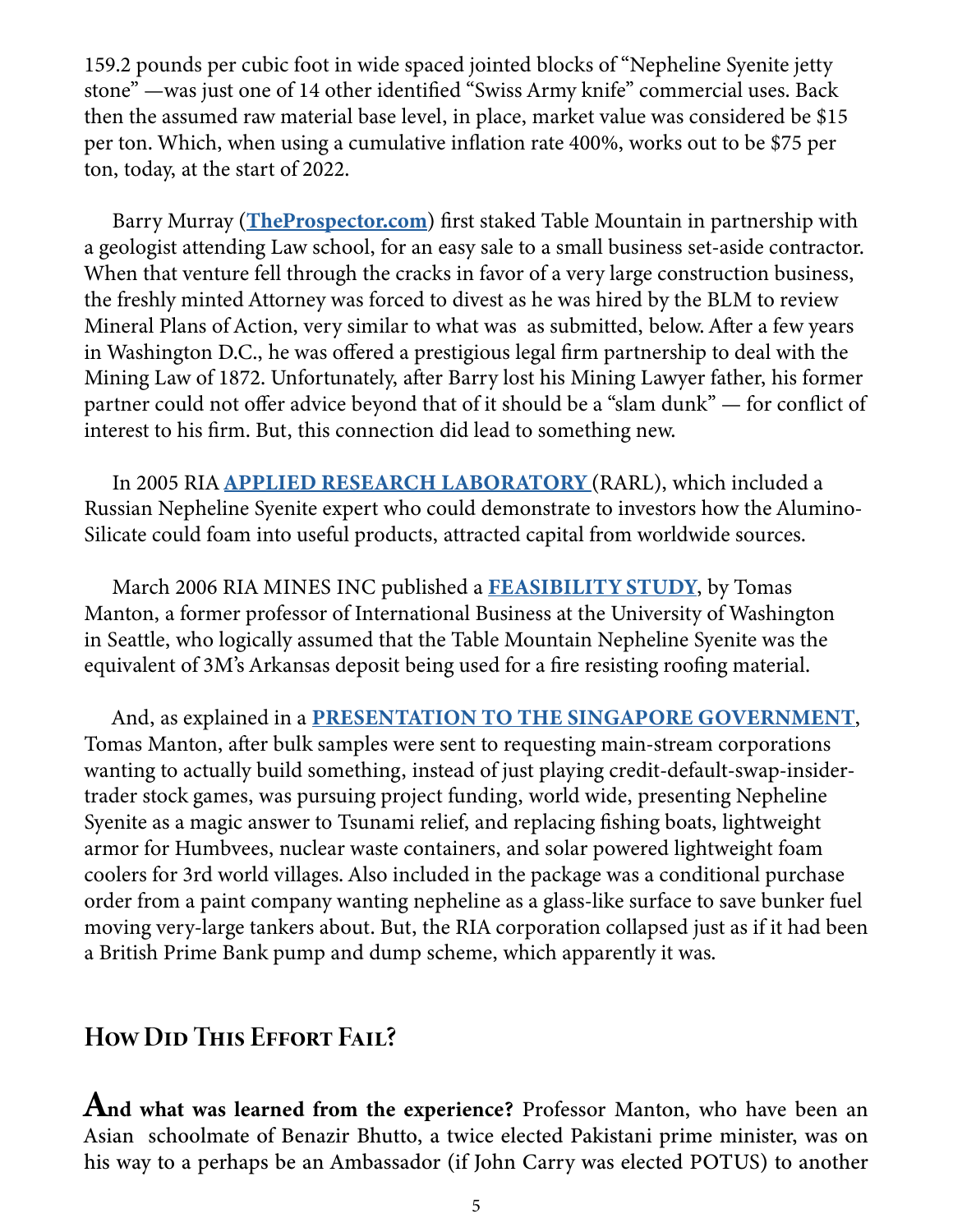159.2 pounds per cubic foot in wide spaced jointed blocks of "Nepheline Syenite jetty stone" —was just one of 14 other identified "Swiss Army knife" commercial uses. Back then the assumed raw material base level, in place, market value was considered be $15 per ton. Which, when using a cumulative inflation rate 400%, works out to be $75 per ton, today, at the start of 2022.

Barry Murray (**TheProspector.com**) first staked Table Mountain in partnership with a geologist attending Law school, for an easy sale to a small business set-aside contractor. When that venture fell through the cracks in favor of a very large construction business, the freshly minted Attorney was forced to divest as he was hired by the BLM to review Mineral Plans of Action, very similar to what was as submitted, below. After a few years in Washington D.C., he was offered a prestigious legal firm partnership to deal with the Mining Law of 1872. Unfortunately, after Barry lost his Mining Lawyer father, his former partner could not offer advice beyond that of it should be a "slam dunk" — for conflict of interest to his firm. But, this connection did lead to something new.

In 2005 RIA **APPLIED RESEARCH LABORATORY** (RARL), which included a Russian Nepheline Syenite expert who could demonstrate to investors how the Alumino-Silicate could foam into useful products, attracted capital from worldwide sources.

March 2006 RIA MINES INC published a **FEASIBILITY STUDY**, by Tomas Manton, a former professor of International Business at the University of Washington in Seattle, who logically assumed that the Table Mountain Nepheline Syenite was the equivalent of 3M's Arkansas deposit being used for a fire resisting roofing material.

And, as explained in a **PRESENTATION TO THE SINGAPORE GOVERNMENT**, Tomas Manton, after bulk samples were sent to requesting main-stream corporations wanting to actually build something, instead of just playing credit-default-swap-insider-trader stock games, was pursuing project funding, world wide, presenting Nepheline Syenite as a magic answer to Tsunami relief, and replacing fishing boats, lightweight armor for Humbvees, nuclear waste containers, and solar powered lightweight foam coolers for 3rd world villages. Also included in the package was a conditional purchase order from a paint company wanting nepheline as a glass-like surface to save bunker fuel moving very-large tankers about. But, the RIA corporation collapsed just as if it had been a British Prime Bank pump and dump scheme, which apparently it was.

## How Did This Effort Fail?

**And what was learned from the experience?** Professor Manton, who have been an Asian schoolmate of Benazir Bhutto, a twice elected Pakistani prime minister, was on his way to a perhaps be an Ambassador (if John Carry was elected POTUS) to another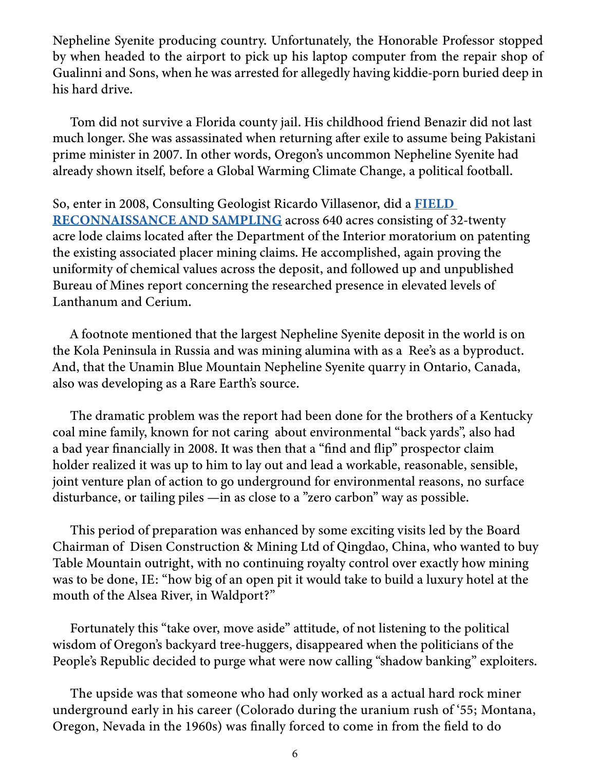Nepheline Syenite producing country. Unfortunately, the Honorable Professor stopped by when headed to the airport to pick up his laptop computer from the repair shop of Gualinni and Sons, when he was arrested for allegedly having kiddie-porn buried deep in his hard drive.

Tom did not survive a Florida county jail. His childhood friend Benazir did not last much longer. She was assassinated when returning after exile to assume being Pakistani prime minister in 2007. In other words, Oregon's uncommon Nepheline Syenite had already shown itself, before a Global Warming Climate Change, a political football.

So, enter in 2008, Consulting Geologist Ricardo Villasenor, did a **FIELD RECONNAISSANCE AND SAMPLING** across 640 acres consisting of 32-twenty acre lode claims located after the Department of the Interior moratorium on patenting the existing associated placer mining claims. He accomplished, again proving the uniformity of chemical values across the deposit, and followed up and unpublished Bureau of Mines report concerning the researched presence in elevated levels of Lanthanum and Cerium.

A footnote mentioned that the largest Nepheline Syenite deposit in the world is on the Kola Peninsula in Russia and was mining alumina with as a Ree's as a byproduct. And, that the Unamin Blue Mountain Nepheline Syenite quarry in Ontario, Canada, also was developing as a Rare Earth's source.

The dramatic problem was the report had been done for the brothers of a Kentucky coal mine family, known for not caring about environmental "back yards", also had a bad year financially in 2008. It was then that a "find and flip" prospector claim holder realized it was up to him to lay out and lead a workable, reasonable, sensible, joint venture plan of action to go underground for environmental reasons, no surface disturbance, or tailing piles —in as close to a "zero carbon" way as possible.

This period of preparation was enhanced by some exciting visits led by the Board Chairman of Disen Construction & Mining Ltd of Qingdao, China, who wanted to buy Table Mountain outright, with no continuing royalty control over exactly how mining was to be done, IE: "how big of an open pit it would take to build a luxury hotel at the mouth of the Alsea River, in Waldport?"

Fortunately this "take over, move aside" attitude, of not listening to the political wisdom of Oregon's backyard tree-huggers, disappeared when the politicians of the People's Republic decided to purge what were now calling "shadow banking" exploiters.

The upside was that someone who had only worked as a actual hard rock miner underground early in his career (Colorado during the uranium rush of '55; Montana, Oregon, Nevada in the 1960s) was finally forced to come in from the field to do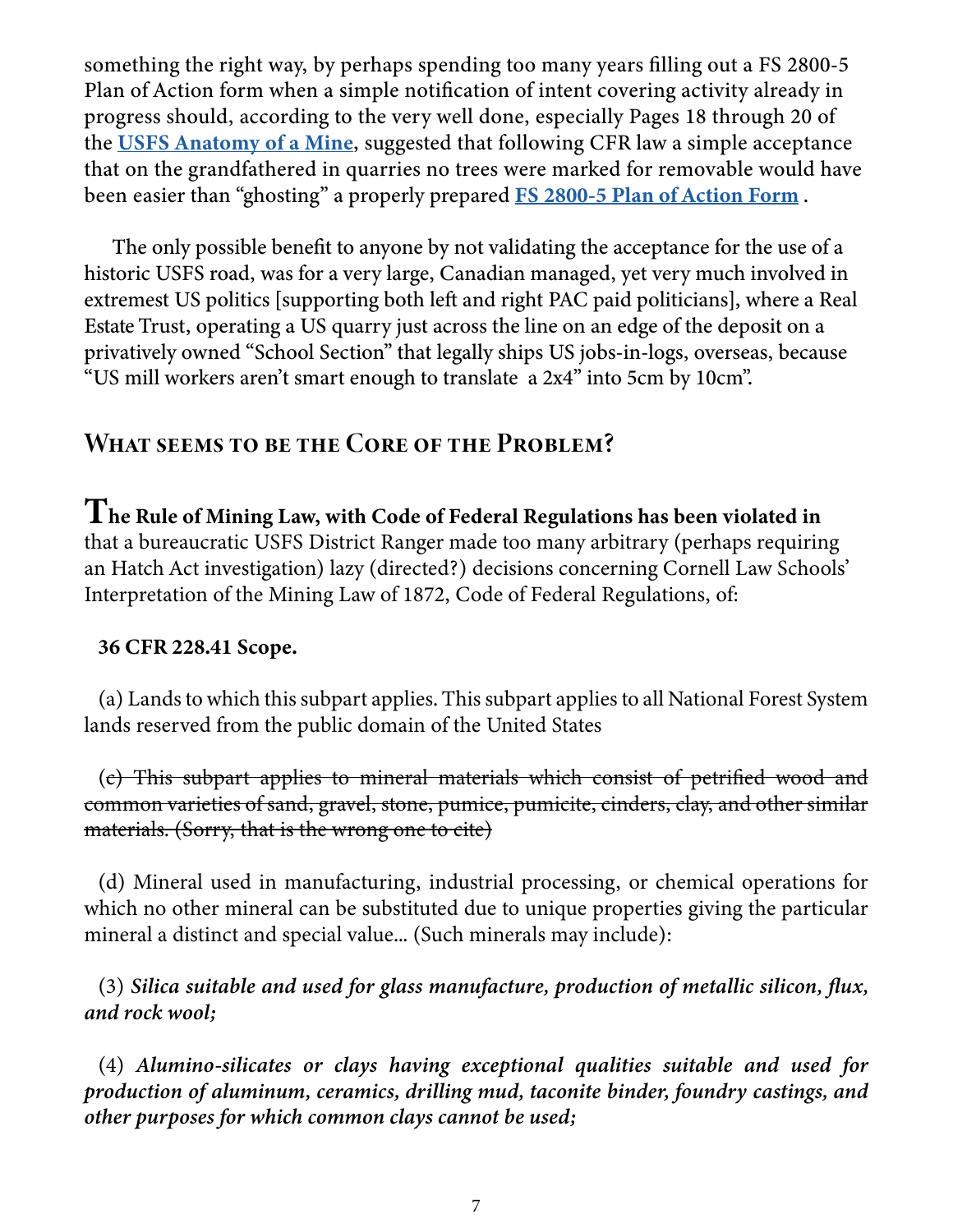something the right way, by perhaps spending too many years filling out a FS 2800-5 Plan of Action form when a simple notification of intent covering activity already in progress should, according to the very well done, especially Pages 18 through 20 of the **[USFS Anatomy of a Mine](USFS Anatomy of a Mine)**, suggested that following CFR law a simple acceptance that on the grandfathered in quarries no trees were marked for removable would have been easier than "ghosting" a properly prepared **[FS 2800-5 Plan of Action Form](FS 2800-5 Plan of Action Form)** .

The only possible benefit to anyone by not validating the acceptance for the use of a historic USFS road, was for a very large, Canadian managed, yet very much involved in extremest US politics [supporting both left and right PAC paid politicians], where a Real Estate Trust, operating a US quarry just across the line on an edge of the deposit on a privatively owned "School Section" that legally ships US jobs-in-logs, overseas, because "US mill workers aren't smart enough to translate a 2x4" into 5cm by 10cm".

## What seems to be the Core of the Problem?

**The Rule of Mining Law, with Code of Federal Regulations has been violated in** that a bureaucratic USFS District Ranger made too many arbitrary (perhaps requiring an Hatch Act investigation) lazy (directed?) decisions concerning Cornell Law Schools' Interpretation of the Mining Law of 1872, Code of Federal Regulations, of:

**36 CFR 228.41 Scope.**

(a) Lands to which this subpart applies. This subpart applies to all National Forest System lands reserved from the public domain of the United States

~~(c) This subpart applies to mineral materials which consist of petrified wood and common varieties of sand, gravel, stone, pumice, pumicite, cinders, clay, and other similar materials. (Sorry, that is the wrong one to cite)~~

(d) Mineral used in manufacturing, industrial processing, or chemical operations for which no other mineral can be substituted due to unique properties giving the particular mineral a distinct and special value... (Such minerals may include):

(3) ***Silica suitable and used for glass manufacture, production of metallic silicon, flux, and rock wool;***

(4) ***Alumino-silicates or clays having exceptional qualities suitable and used for production of aluminum, ceramics, drilling mud, taconite binder, foundry castings, and other purposes for which common clays cannot be used;***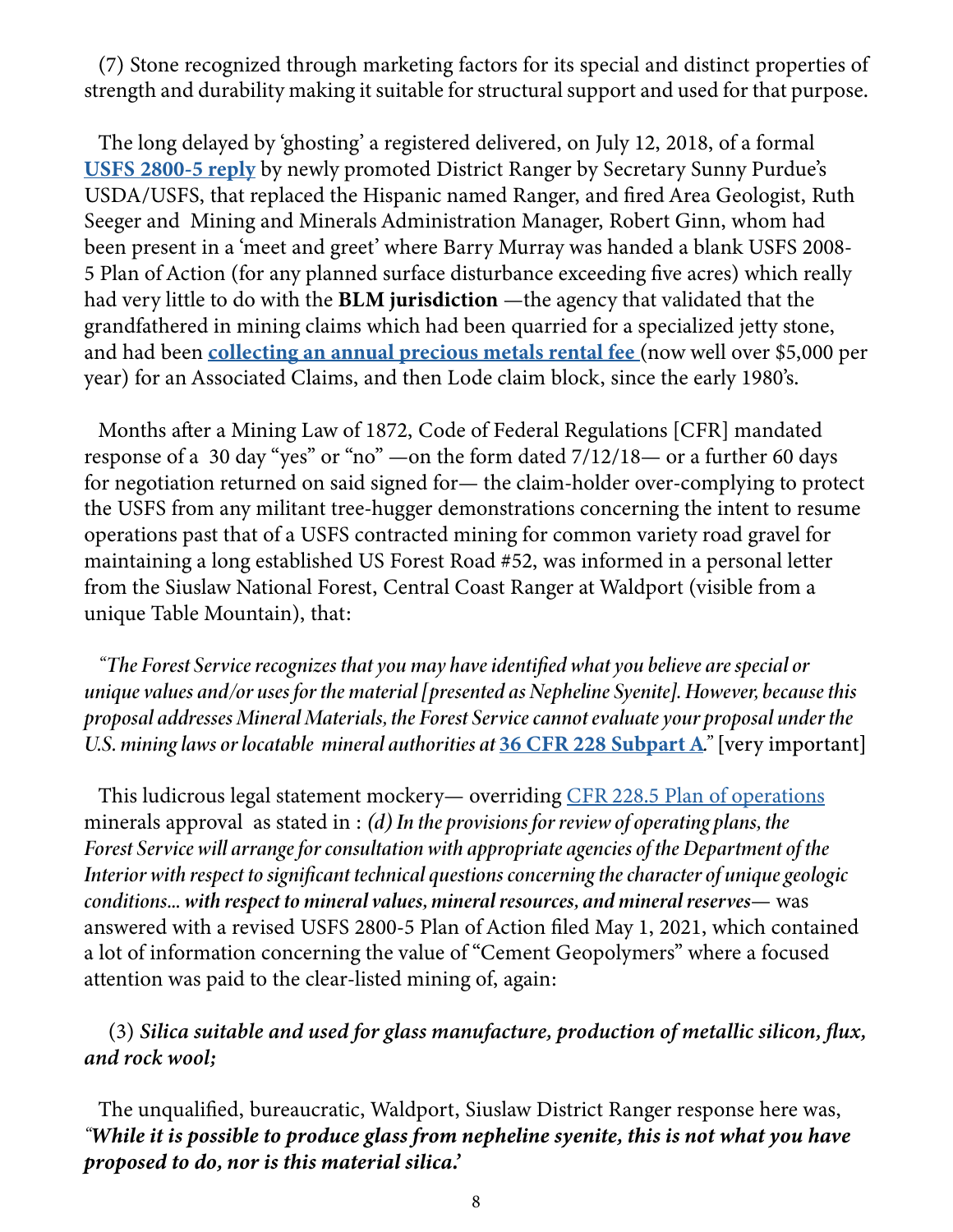(7) Stone recognized through marketing factors for its special and distinct properties of strength and durability making it suitable for structural support and used for that purpose.

The long delayed by 'ghosting' a registered delivered, on July 12, 2018, of a formal **USFS 2800-5 reply** by newly promoted District Ranger by Secretary Sunny Purdue's USDA/USFS, that replaced the Hispanic named Ranger, and fired Area Geologist, Ruth Seeger and Mining and Minerals Administration Manager, Robert Ginn, whom had been present in a 'meet and greet' where Barry Murray was handed a blank USFS 2008-5 Plan of Action (for any planned surface disturbance exceeding five acres) which really had very little to do with the **BLM jurisdiction** —the agency that validated that the grandfathered in mining claims which had been quarried for a specialized jetty stone, and had been **collecting an annual precious metals rental fee** (now well over $5,000 per year) for an Associated Claims, and then Lode claim block, since the early 1980's.

Months after a Mining Law of 1872, Code of Federal Regulations [CFR] mandated response of a 30 day "yes" or "no" —on the form dated 7/12/18— or a further 60 days for negotiation returned on said signed for— the claim-holder over-complying to protect the USFS from any militant tree-hugger demonstrations concerning the intent to resume operations past that of a USFS contracted mining for common variety road gravel for maintaining a long established US Forest Road #52, was informed in a personal letter from the Siuslaw National Forest, Central Coast Ranger at Waldport (visible from a unique Table Mountain), that:

*"The Forest Service recognizes that you may have identified what you believe are special or unique values and/or uses for the material [presented as Nepheline Syenite]. However, because this proposal addresses Mineral Materials, the Forest Service cannot evaluate your proposal under the U.S. mining laws or locatable mineral authorities at* **36 CFR 228 Subpart A***."* [very important]

This ludicrous legal statement mockery— overriding CFR 228.5 Plan of operations minerals approval as stated in : *(d) In the provisions for review of operating plans, the Forest Service will arrange for consultation with appropriate agencies of the Department of the Interior with respect to significant technical questions concerning the character of unique geologic conditions... with respect to mineral values, mineral resources, and mineral reserves*— was answered with a revised USFS 2800-5 Plan of Action filed May 1, 2021, which contained a lot of information concerning the value of "Cement Geopolymers" where a focused attention was paid to the clear-listed mining of, again:

(3) ***Silica suitable and used for glass manufacture, production of metallic silicon, flux, and rock wool;***

The unqualified, bureaucratic, Waldport, Siuslaw District Ranger response here was, *"**While it is possible to produce glass from nepheline syenite, this is not what you have proposed to do, nor is this material silica.'***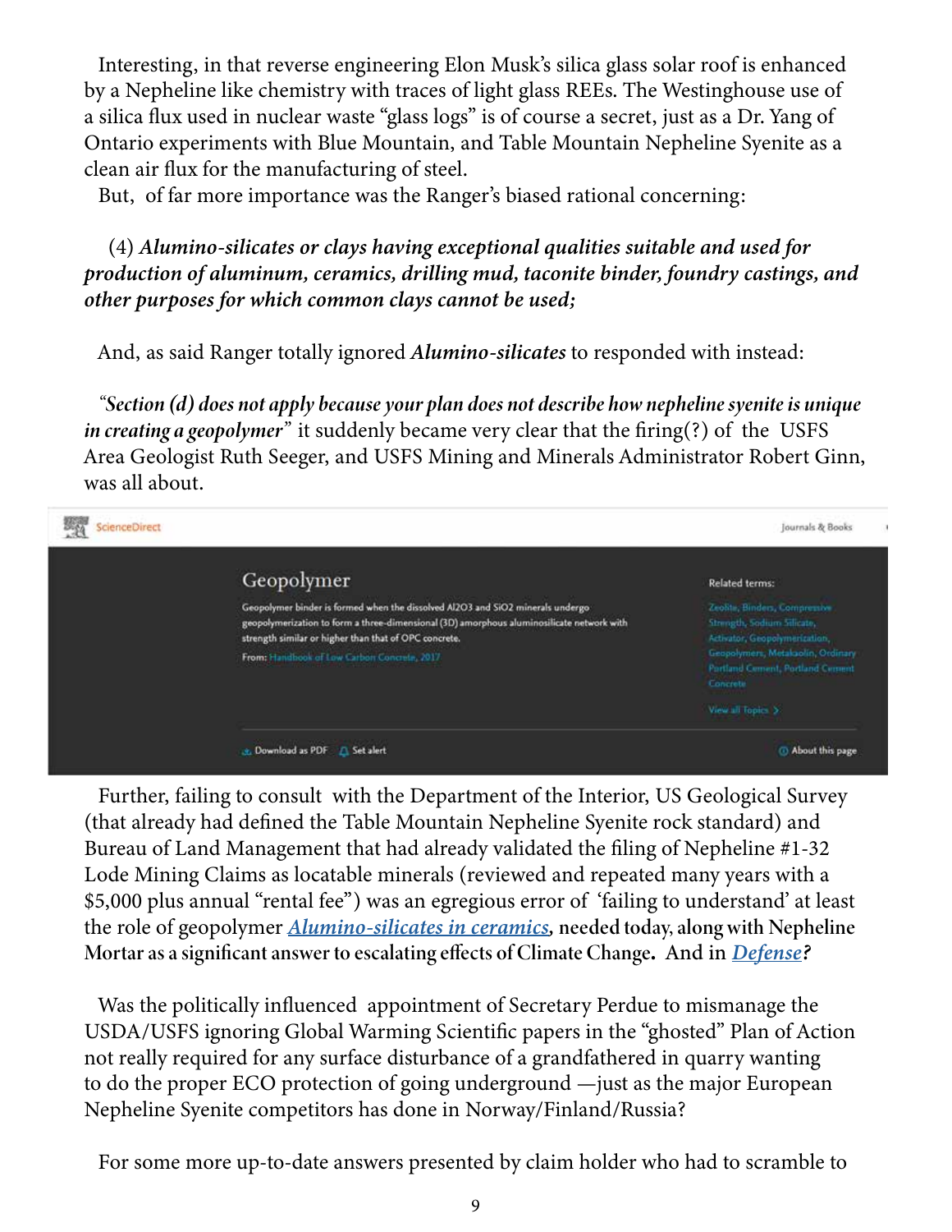Interesting, in that reverse engineering Elon Musk's silica glass solar roof is enhanced by a Nepheline like chemistry with traces of light glass REEs. The Westinghouse use of a silica flux used in nuclear waste "glass logs" is of course a secret, just as a Dr. Yang of Ontario experiments with Blue Mountain, and Table Mountain Nepheline Syenite as a clean air flux for the manufacturing of steel.

But, of far more importance was the Ranger's biased rational concerning:

(4) ***Alumino-silicates or clays having exceptional qualities suitable and used for production of aluminum, ceramics, drilling mud, taconite binder, foundry castings, and other purposes for which common clays cannot be used;***

And, as said Ranger totally ignored ***Alumino-silicates*** to responded with instead:

*"**Section (d) does not apply because your plan does not describe how nepheline syenite is unique in creating a geopolymer**"* it suddenly became very clear that the firing(?) of the USFS Area Geologist Ruth Seeger, and USFS Mining and Minerals Administrator Robert Ginn, was all about.

ScienceDirect | Journals & Books

**Geopolymer**

Geopolymer binder is formed when the dissolved Al2O3 and SiO2 minerals undergo geopolymerization to form a three-dimensional (3D) amorphous aluminosilicate network with strength similar or higher than that of OPC concrete.

From: Handbook of Low Carbon Concrete, 2017

Related terms: Zeolite, Binders, Compressive Strength, Sodium Silicate, Activator, Geopolymerization, Geopolymers, Metakaolin, Ordinary Portland Cement, Portland Cement Concrete

View all Topics >

Download as PDF | Set alert | About this page

Further, failing to consult with the Department of the Interior, US Geological Survey (that already had defined the Table Mountain Nepheline Syenite rock standard) and Bureau of Land Management that had already validated the filing of Nepheline #1-32 Lode Mining Claims as locatable minerals (reviewed and repeated many years with a $5,000 plus annual "rental fee") was an egregious error of 'failing to understand' at least the role of geopolymer ***Alumino-silicates in ceramics*****, needed today, along with Nepheline Mortar as a significant answer to escalating effects of Climate Change. And in *Defense?***

Was the politically influenced appointment of Secretary Perdue to mismanage the USDA/USFS ignoring Global Warming Scientific papers in the "ghosted" Plan of Action not really required for any surface disturbance of a grandfathered in quarry wanting to do the proper ECO protection of going underground —just as the major European Nepheline Syenite competitors has done in Norway/Finland/Russia?

For some more up-to-date answers presented by claim holder who had to scramble to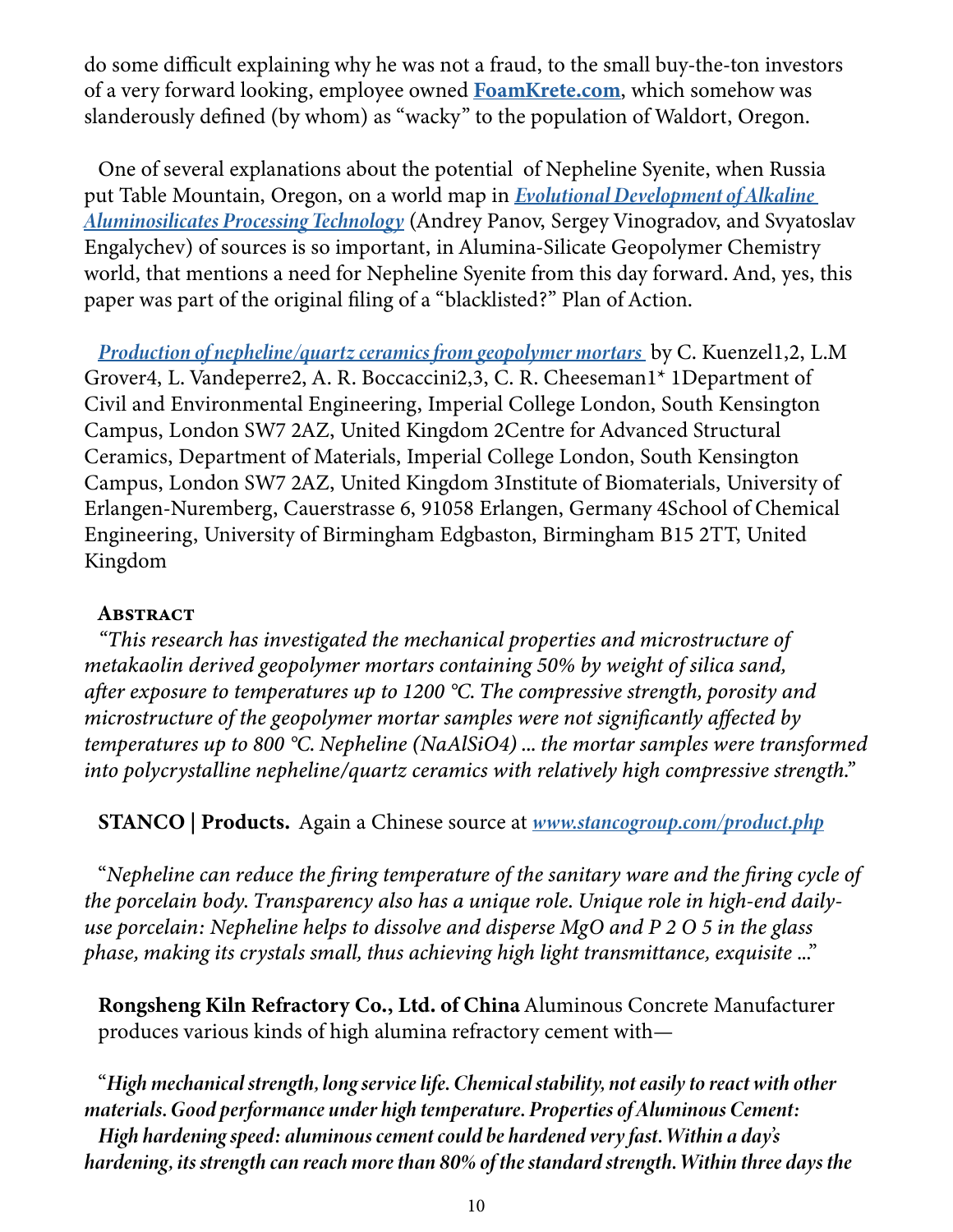do some difficult explaining why he was not a fraud, to the small buy-the-ton investors of a very forward looking, employee owned **[FoamKrete.com](http://FoamKrete.com)**, which somehow was slanderously defined (by whom) as "wacky" to the population of Waldort, Oregon.

One of several explanations about the potential of Nepheline Syenite, when Russia put Table Mountain, Oregon, on a world map in ***Evolutional Development of Alkaline Aluminosilicates Processing Technology*** (Andrey Panov, Sergey Vinogradov, and Svyatoslav Engalychev) of sources is so important, in Alumina-Silicate Geopolymer Chemistry world, that mentions a need for Nepheline Syenite from this day forward. And, yes, this paper was part of the original filing of a "blacklisted?" Plan of Action.

***Production of nepheline/quartz ceramics from geopolymer mortars*** by C. Kuenzel1,2, L.M Grover4, L. Vandeperre2, A. R. Boccaccini2,3, C. R. Cheeseman1* 1Department of Civil and Environmental Engineering, Imperial College London, South Kensington Campus, London SW7 2AZ, United Kingdom 2Centre for Advanced Structural Ceramics, Department of Materials, Imperial College London, South Kensington Campus, London SW7 2AZ, United Kingdom 3Institute of Biomaterials, University of Erlangen-Nuremberg, Cauerstrasse 6, 91058 Erlangen, Germany 4School of Chemical Engineering, University of Birmingham Edgbaston, Birmingham B15 2TT, United Kingdom

**Abstract**

*"This research has investigated the mechanical properties and microstructure of metakaolin derived geopolymer mortars containing 50% by weight of silica sand, after exposure to temperatures up to 1200 °C. The compressive strength, porosity and microstructure of the geopolymer mortar samples were not significantly affected by temperatures up to 800 °C. Nepheline (NaAlSiO4) ... the mortar samples were transformed into polycrystalline nepheline/quartz ceramics with relatively high compressive strength."*

**STANCO | Products.** Again a Chinese source at ***www.stancogroup.com/product.php***

"*Nepheline can reduce the firing temperature of the sanitary ware and the firing cycle of the porcelain body. Transparency also has a unique role. Unique role in high-end daily-use porcelain: Nepheline helps to dissolve and disperse MgO and P 2 O 5 in the glass phase, making its crystals small, thus achieving high light transmittance, exquisite ...*"

**Rongsheng Kiln Refractory Co., Ltd. of China** Aluminous Concrete Manufacturer produces various kinds of high alumina refractory cement with—

"***High mechanical strength, long service life. Chemical stability, not easily to react with other materials. Good performance under high temperature. Properties of Aluminous Cement: High hardening speed: aluminous cement could be hardened very fast. Within a day's hardening, its strength can reach more than 80% of the standard strength. Within three days the***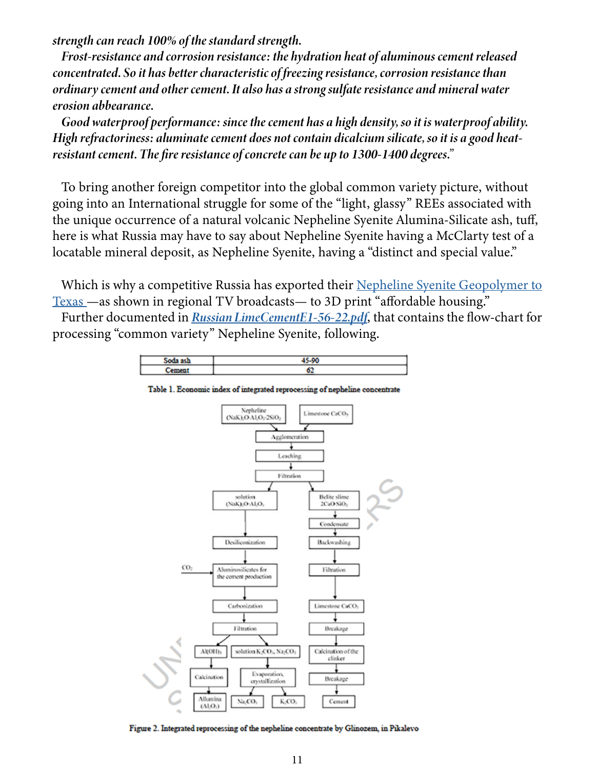***strength can reach 100% of the standard strength.***

***Frost-resistance and corrosion resistance: the hydration heat of aluminous cement released concentrated. So it has better characteristic of freezing resistance, corrosion resistance than ordinary cement and other cement. It also has a strong sulfate resistance and mineral water erosion abbearance.***

***Good waterproof performance: since the cement has a high density, so it is waterproof ability. High refractoriness: aluminate cement does not contain dicalcium silicate, so it is a good heat-resistant cement. The fire resistance of concrete can be up to 1300-1400 degrees."***

To bring another foreign competitor into the global common variety picture, without going into an International struggle for some of the "light, glassy" REEs associated with the unique occurrence of a natural volcanic Nepheline Syenite Alumina-Silicate ash, tuff, here is what Russia may have to say about Nepheline Syenite having a McClarty test of a locatable mineral deposit, as Nepheline Syenite, having a "distinct and special value."

Which is why a competitive Russia has exported their Nepheline Syenite Geopolymer to Texas —as shown in regional TV broadcasts— to 3D print "affordable housing."

Further documented in ***Russian LimeCementE1-56-22.pdf***, that contains the flow-chart for processing "common variety" Nepheline Syenite, following.

| Soda ash | 45-90 |
|---|---|
| Cement | 62 |

Table 1. Economic index of integrated reprocessing of nepheline concentrate

Nepheline $(NaK)_2O{\cdot}Al_2O_3{\cdot}2SiO_2$ ; Limestone $CaCO_3$ → Agglomeration → Leaching → Filtration → solution $(NaK)_2O{\cdot}Al_2O_3$ ; Belite slime $2CaO{\cdot}SiO_2$

solution → Desiliconization → Aluminosilicates for the cement production ($CO_2$) → Carbonization → Filtration → $Al(OH)_3$ → Calcination → Alumina $(Al_2O_3)$ ; solution $K_2CO_3$, $Na_2CO_3$ → Evaporation, crystallization → $Na_2CO_3$ ; $K_2CO_3$

Belite slime → Condensate → Backwashing → Filtration → Limestone $CaCO_3$ → Breakage → Calcination of the clinker → Breakage → Cement

Figure 2. Integrated reprocessing of the nepheline concentrate by Glinozem, in Pikalevo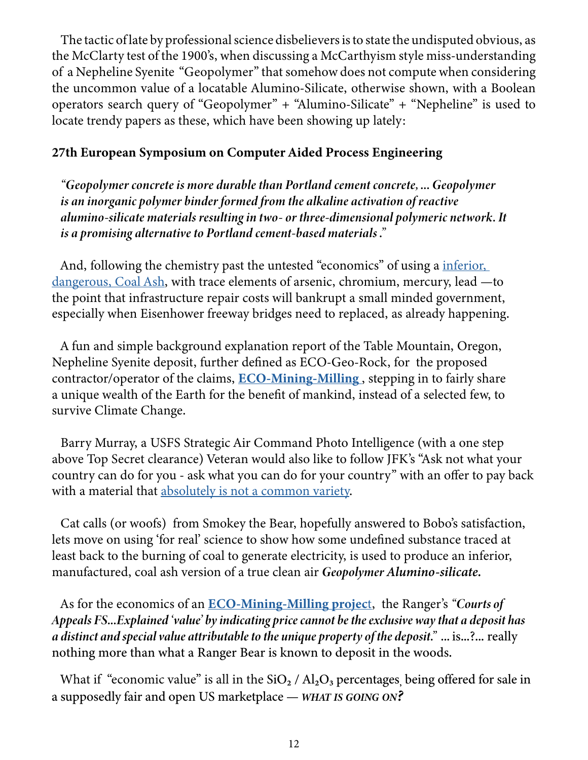The tactic of late by professional science disbelievers is to state the undisputed obvious, as the McClarty test of the 1900's, when discussing a McCarthyism style miss-understanding of a Nepheline Syenite "Geopolymer" that somehow does not compute when considering the uncommon value of a locatable Alumino-Silicate, otherwise shown, with a Boolean operators search query of "Geopolymer" + "Alumino-Silicate" + "Nepheline" is used to locate trendy papers as these, which have been showing up lately:

**27th European Symposium on Computer Aided Process Engineering**

> ***"Geopolymer concrete is more durable than Portland cement concrete, ... Geopolymer is an inorganic polymer binder formed from the alkaline activation of reactive alumino-silicate materials resulting in two- or three-dimensional polymeric network. It is a promising alternative to Portland cement-based materials."***

And, following the chemistry past the untested "economics" of using a inferior, dangerous, Coal Ash, with trace elements of arsenic, chromium, mercury, lead —to the point that infrastructure repair costs will bankrupt a small minded government, especially when Eisenhower freeway bridges need to replaced, as already happening.

A fun and simple background explanation report of the Table Mountain, Oregon, Nepheline Syenite deposit, further defined as ECO-Geo-Rock, for the proposed contractor/operator of the claims, **ECO-Mining-Milling**, stepping in to fairly share a unique wealth of the Earth for the benefit of mankind, instead of a selected few, to survive Climate Change.

Barry Murray, a USFS Strategic Air Command Photo Intelligence (with a one step above Top Secret clearance) Veteran would also like to follow JFK's "Ask not what your country can do for you - ask what you can do for your country" with an offer to pay back with a material that absolutely is not a common variety.

Cat calls (or woofs) from Smokey the Bear, hopefully answered to Bobo's satisfaction, lets move on using 'for real' science to show how some undefined substance traced at least back to the burning of coal to generate electricity, is used to produce an inferior, manufactured, coal ash version of a true clean air ***Geopolymer Alumino-silicate.***

As for the economics of an **ECO-Mining-Milling project**, the Ranger's ***"Courts of Appeals FS...Explained 'value' by indicating price cannot be the exclusive way that a deposit has a distinct and special value attributable to the unique property of the deposit."*** ... is...?... really nothing more than what a Ranger Bear is known to deposit in the woods.

What if "economic value" is all in the $SiO_2$ / $Al_2O_3$ percentages, being offered for sale in a supposedly fair and open US marketplace — ***WHAT IS GOING ON?***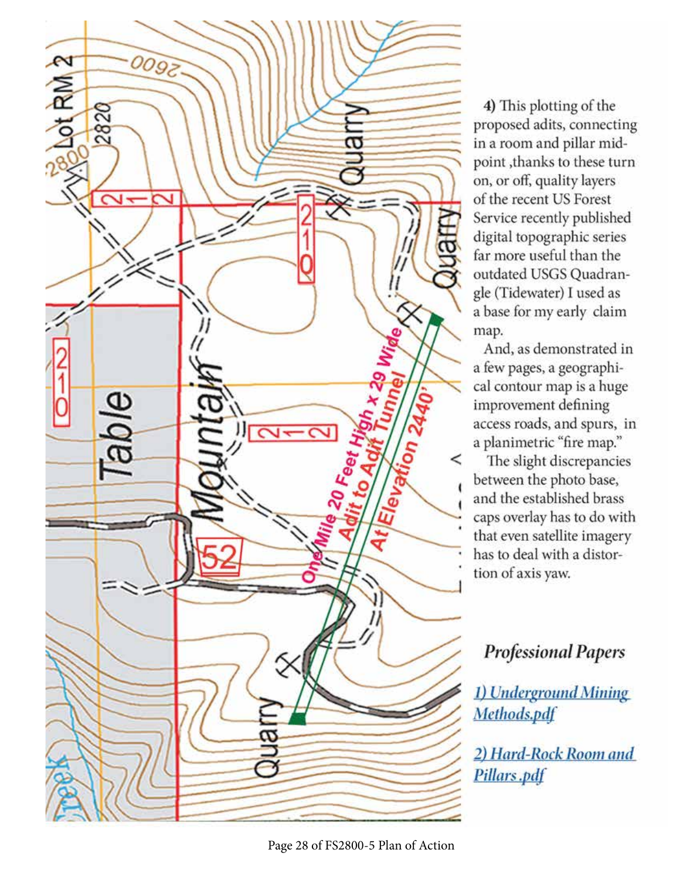**4)** This plotting of the proposed adits, connecting in a room and pillar mid-point ,thanks to these turn on, or off, quality layers of the recent US Forest Service recently published digital topographic series far more useful than the outdated USGS Quadrangle (Tidewater) I used as a base for my early claim map.

And, as demonstrated in a few pages, a geographical contour map is a huge improvement defining access roads, and spurs, in a planimetric "fire map."

The slight discrepancies between the photo base, and the established brass caps overlay has to do with that even satellite imagery has to deal with a distortion of axis yaw.

### *Professional Papers*

*1) Underground Mining Methods.pdf*

*2) Hard-Rock Room and Pillars .pdf*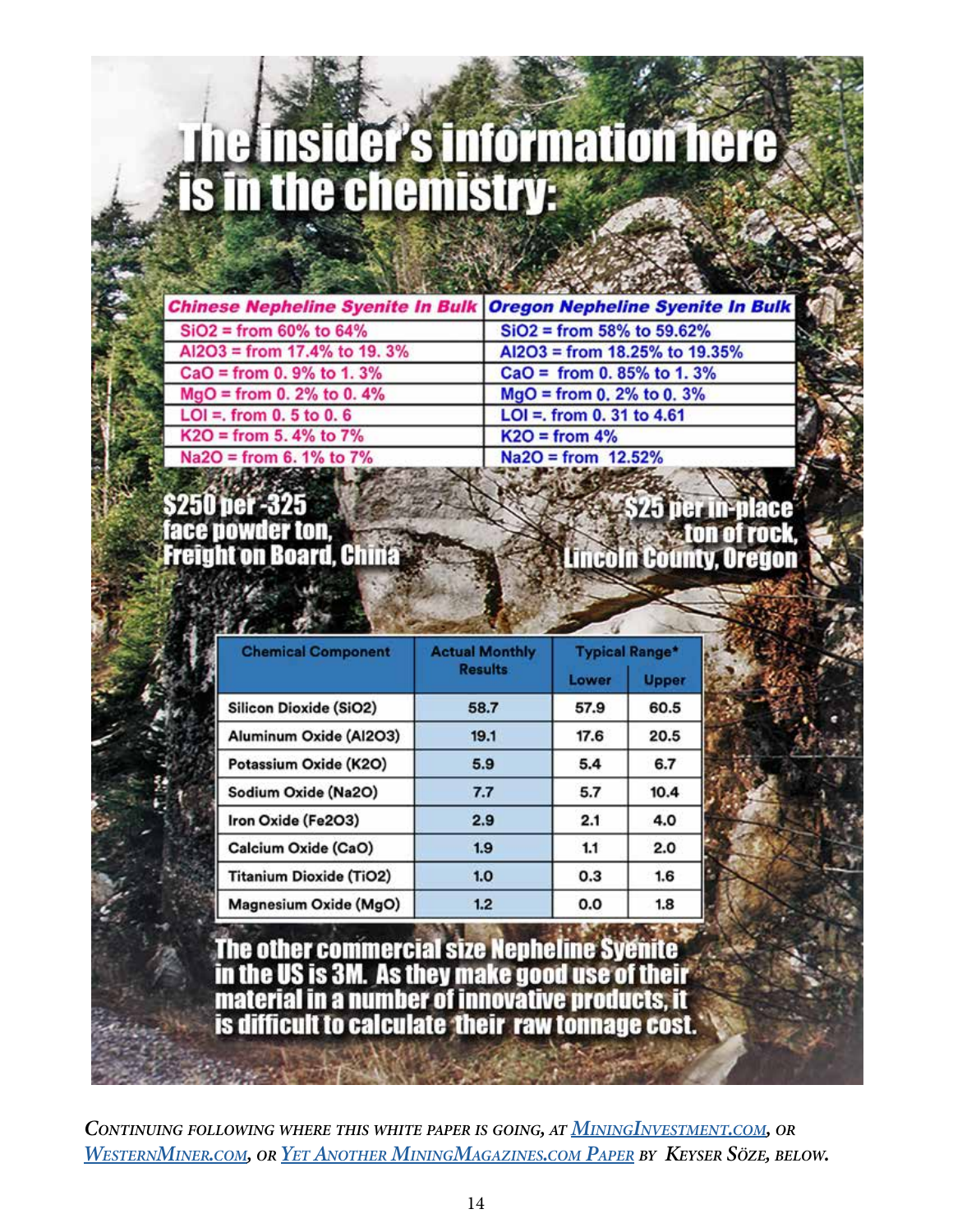# The insider's information here is in the chemistry:

| Chinese Nepheline Syenite In Bulk | Oregon Nepheline Syenite In Bulk |
|---|---|
| $SiO_2$ = from 60% to 64% | $SiO_2$ = from 58% to 59.62% |
| $Al_2O_3$ = from 17.4% to 19. 3% | $Al_2O_3$ = from 18.25% to 19.35% |
| CaO = from 0. 9% to 1. 3% | CaO = from 0. 85% to 1. 3% |
| MgO = from 0. 2% to 0. 4% | MgO = from 0. 2% to 0. 3% |
| LOI =. from 0. 5 to 0. 6 | LOI =. from 0. 31 to 4.61 |
| $K_2O$ = from 5. 4% to 7% | $K_2O$ = from 4% |
| $Na_2O$ = from 6. 1% to 7% | $Na_2O$ = from 12.52% |

**$250 per -325 face powder ton, Freight on Board, China**

**$25 per in-place ton of rock, Lincoln County, Oregon**

| Chemical Component | Actual Monthly Results | Typical Range* | |
|---|---|---|---|
| | | Lower | Upper |
| Silicon Dioxide ($SiO_2$) | 58.7 | 57.9 | 60.5 |
| Aluminum Oxide ($Al_2O_3$) | 19.1 | 17.6 | 20.5 |
| Potassium Oxide ($K_2O$) | 5.9 | 5.4 | 6.7 |
| Sodium Oxide ($Na_2O$) | 7.7 | 5.7 | 10.4 |
| Iron Oxide ($Fe_2O_3$) | 2.9 | 2.1 | 4.0 |
| Calcium Oxide (CaO) | 1.9 | 1.1 | 2.0 |
| Titanium Dioxide ($TiO_2$) | 1.0 | 0.3 | 1.6 |
| Magnesium Oxide (MgO) | 1.2 | 0.0 | 1.8 |

**The other commercial size Nepheline Syenite in the US is 3M. As they make good use of their material in a number of innovative products, it is difficult to calculate their raw tonnage cost.**

*Continuing following where this white paper is going, at [MiningInvestment.com](), or [WesternMiner.com](), or [Yet Another MiningMagazines.com Paper]() by Keyser Söze, below.*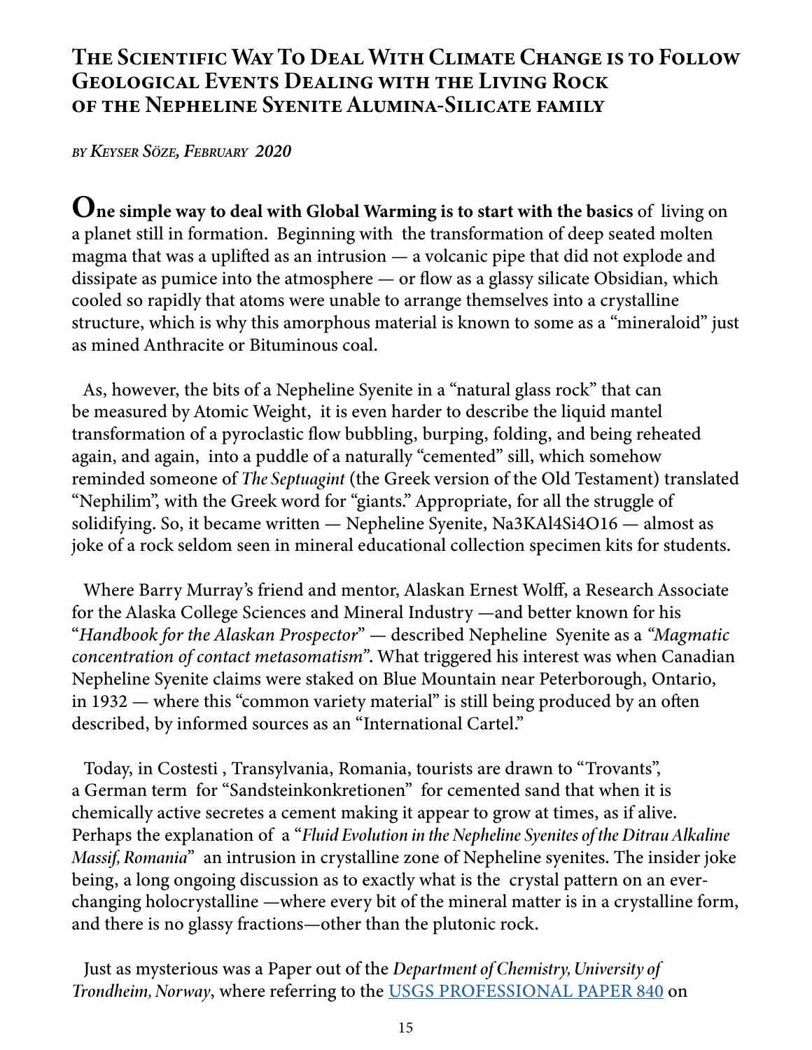# The Scientific Way To Deal With Climate Change is to Follow Geological Events Dealing with the Living Rock of the Nepheline Syenite Alumina-Silicate family

*by Keyser Söze, February 2020*

**One simple way to deal with Global Warming is to start with the basics** of living on a planet still in formation. Beginning with the transformation of deep seated molten magma that was a uplifted as an intrusion — a volcanic pipe that did not explode and dissipate as pumice into the atmosphere — or flow as a glassy silicate Obsidian, which cooled so rapidly that atoms were unable to arrange themselves into a crystalline structure, which is why this amorphous material is known to some as a "mineraloid" just as mined Anthracite or Bituminous coal.

As, however, the bits of a Nepheline Syenite in a "natural glass rock" that can be measured by Atomic Weight, it is even harder to describe the liquid mantel transformation of a pyroclastic flow bubbling, burping, folding, and being reheated again, and again, into a puddle of a naturally "cemented" sill, which somehow reminded someone of *The Septuagint* (the Greek version of the Old Testament) translated "Nephilim", with the Greek word for "giants." Appropriate, for all the struggle of solidifying. So, it became written — Nepheline Syenite, $Na_3KAl_4Si_4O_{16}$ — almost as joke of a rock seldom seen in mineral educational collection specimen kits for students.

Where Barry Murray's friend and mentor, Alaskan Ernest Wolff, a Research Associate for the Alaska College Sciences and Mineral Industry —and better known for his "*Handbook for the Alaskan Prospector*" — described Nepheline Syenite as a *"Magmatic concentration of contact metasomatism*". What triggered his interest was when Canadian Nepheline Syenite claims were staked on Blue Mountain near Peterborough, Ontario, in 1932 — where this "common variety material" is still being produced by an often described, by informed sources as an "International Cartel."

Today, in Costesti , Transylvania, Romania, tourists are drawn to "Trovants", a German term for "Sandsteinkonkretionen" for cemented sand that when it is chemically active secretes a cement making it appear to grow at times, as if alive. Perhaps the explanation of a "*Fluid Evolution in the Nepheline Syenites of the Ditrau Alkaline Massif, Romania*" an intrusion in crystalline zone of Nepheline syenites. The insider joke being, a long ongoing discussion as to exactly what is the crystal pattern on an ever-changing holocrystalline —where every bit of the mineral matter is in a crystalline form, and there is no glassy fractions—other than the plutonic rock.

Just as mysterious was a Paper out of the *Department of Chemistry, University of Trondheim, Norway*, where referring to the USGS PROFESSIONAL PAPER 840 on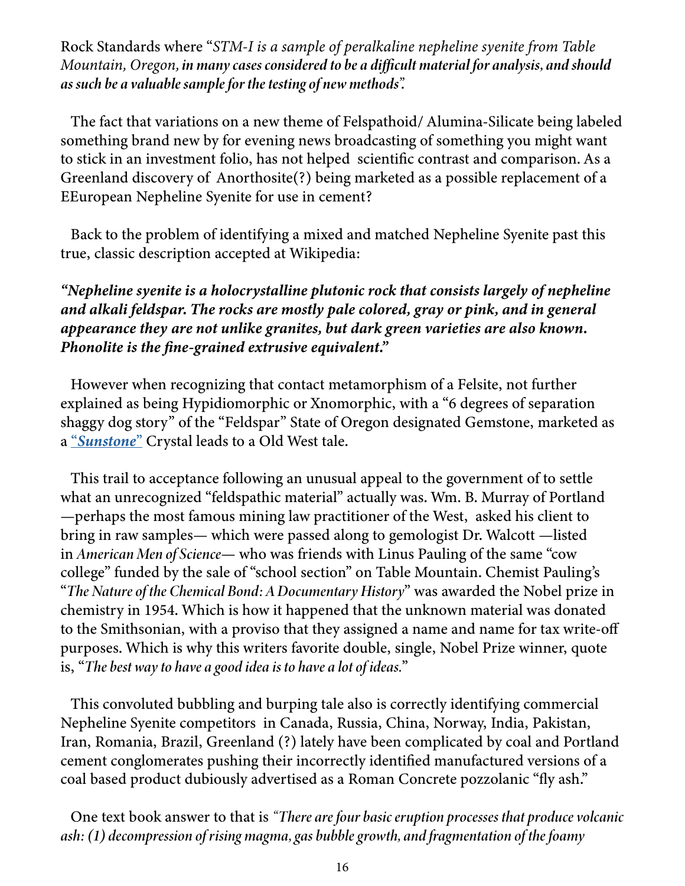Rock Standards where "*STM-I is a sample of peralkaline nepheline syenite from Table Mountain, Oregon,* ***in many cases considered to be a difficult material for analysis, and should as such be a valuable sample for the testing of new methods***".

The fact that variations on a new theme of Felspathoid/ Alumina-Silicate being labeled something brand new by for evening news broadcasting of something you might want to stick in an investment folio, has not helped scientific contrast and comparison. As a Greenland discovery of Anorthosite(?) being marketed as a possible replacement of a EEuropean Nepheline Syenite for use in cement?

Back to the problem of identifying a mixed and matched Nepheline Syenite past this true, classic description accepted at Wikipedia:

***"Nepheline syenite is a holocrystalline plutonic rock that consists largely of nepheline and alkali feldspar. The rocks are mostly pale colored, gray or pink, and in general appearance they are not unlike granites, but dark green varieties are also known. Phonolite is the fine-grained extrusive equivalent."***

However when recognizing that contact metamorphism of a Felsite, not further explained as being Hypidiomorphic or Xnomorphic, with a "6 degrees of separation shaggy dog story" of the "Feldspar" State of Oregon designated Gemstone, marketed as a "***Sunstone***" Crystal leads to a Old West tale.

This trail to acceptance following an unusual appeal to the government of to settle what an unrecognized "feldspathic material" actually was. Wm. B. Murray of Portland —perhaps the most famous mining law practitioner of the West, asked his client to bring in raw samples— which were passed along to gemologist Dr. Walcott —listed in *American Men of Science*— who was friends with Linus Pauling of the same "cow college" funded by the sale of "school section" on Table Mountain. Chemist Pauling's "*The Nature of the Chemical Bond: A Documentary History*" was awarded the Nobel prize in chemistry in 1954. Which is how it happened that the unknown material was donated to the Smithsonian, with a proviso that they assigned a name and name for tax write-off purposes. Which is why this writers favorite double, single, Nobel Prize winner, quote is, "*The best way to have a good idea is to have a lot of ideas.*"

This convoluted bubbling and burping tale also is correctly identifying commercial Nepheline Syenite competitors in Canada, Russia, China, Norway, India, Pakistan, Iran, Romania, Brazil, Greenland (?) lately have been complicated by coal and Portland cement conglomerates pushing their incorrectly identified manufactured versions of a coal based product dubiously advertised as a Roman Concrete pozzolanic "fly ash."

One text book answer to that is *"There are four basic eruption processes that produce volcanic ash: (1) decompression of rising magma, gas bubble growth, and fragmentation of the foamy*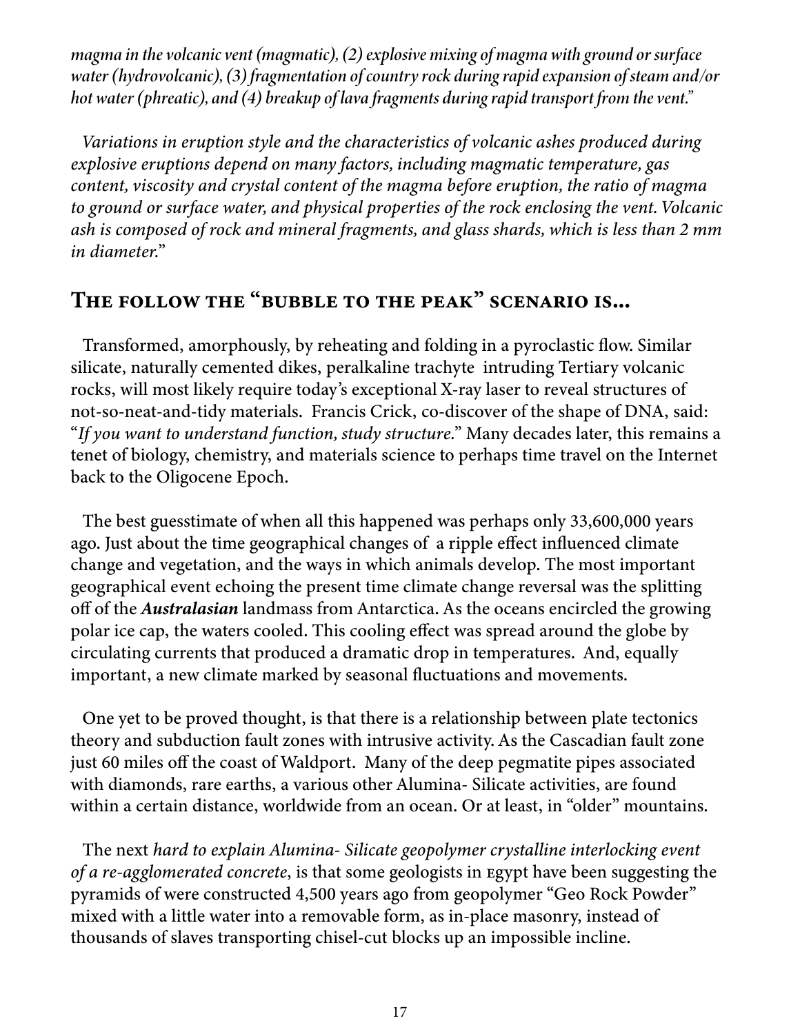*magma in the volcanic vent (magmatic), (2) explosive mixing of magma with ground or surface water (hydrovolcanic), (3) fragmentation of country rock during rapid expansion of steam and/or hot water (phreatic), and (4) breakup of lava fragments during rapid transport from the vent.*"

*Variations in eruption style and the characteristics of volcanic ashes produced during explosive eruptions depend on many factors, including magmatic temperature, gas content, viscosity and crystal content of the magma before eruption, the ratio of magma to ground or surface water, and physical properties of the rock enclosing the vent. Volcanic ash is composed of rock and mineral fragments, and glass shards, which is less than 2 mm in diameter.*"

## The follow the "bubble to the peak" scenario is...

Transformed, amorphously, by reheating and folding in a pyroclastic flow. Similar silicate, naturally cemented dikes, peralkaline trachyte intruding Tertiary volcanic rocks, will most likely require today's exceptional X-ray laser to reveal structures of not-so-neat-and-tidy materials. Francis Crick, co-discover of the shape of DNA, said: "*If you want to understand function, study structure*." Many decades later, this remains a tenet of biology, chemistry, and materials science to perhaps time travel on the Internet back to the Oligocene Epoch.

The best guesstimate of when all this happened was perhaps only 33,600,000 years ago. Just about the time geographical changes of a ripple effect influenced climate change and vegetation, and the ways in which animals develop. The most important geographical event echoing the present time climate change reversal was the splitting off of the ***Australasian*** landmass from Antarctica. As the oceans encircled the growing polar ice cap, the waters cooled. This cooling effect was spread around the globe by circulating currents that produced a dramatic drop in temperatures. And, equally important, a new climate marked by seasonal fluctuations and movements.

One yet to be proved thought, is that there is a relationship between plate tectonics theory and subduction fault zones with intrusive activity. As the Cascadian fault zone just 60 miles off the coast of Waldport. Many of the deep pegmatite pipes associated with diamonds, rare earths, a various other Alumina- Silicate activities, are found within a certain distance, worldwide from an ocean. Or at least, in "older" mountains.

The next *hard to explain Alumina- Silicate geopolymer crystalline interlocking event of a re-agglomerated concrete*, is that some geologists in Egypt have been suggesting the pyramids of were constructed 4,500 years ago from geopolymer "Geo Rock Powder" mixed with a little water into a removable form, as in-place masonry, instead of thousands of slaves transporting chisel-cut blocks up an impossible incline.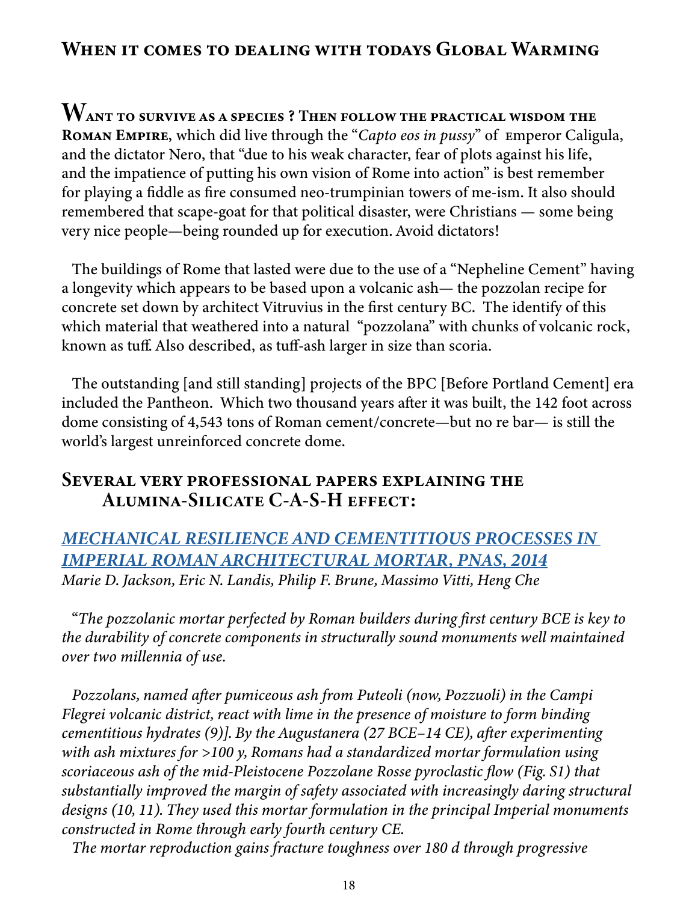## When it comes to dealing with todays Global Warming

**Want to survive as a species ? Then follow the practical wisdom the Roman Empire**, which did live through the "*Capto eos in pussy*" of emperor Caligula, and the dictator Nero, that "due to his weak character, fear of plots against his life, and the impatience of putting his own vision of Rome into action" is best remember for playing a fiddle as fire consumed neo-trumpinian towers of me-ism. It also should remembered that scape-goat for that political disaster, were Christians — some being very nice people—being rounded up for execution. Avoid dictators!

The buildings of Rome that lasted were due to the use of a "Nepheline Cement" having a longevity which appears to be based upon a volcanic ash— the pozzolan recipe for concrete set down by architect Vitruvius in the first century BC. The identify of this which material that weathered into a natural "pozzolana" with chunks of volcanic rock, known as tuff. Also described, as tuff-ash larger in size than scoria.

The outstanding [and still standing] projects of the BPC [Before Portland Cement] era included the Pantheon. Which two thousand years after it was built, the 142 foot across dome consisting of 4,543 tons of Roman cement/concrete—but no re bar— is still the world's largest unreinforced concrete dome.

## Several very professional papers explaining the Alumina-Silicate C-A-S-H effect:

### *MECHANICAL RESILIENCE AND CEMENTITIOUS PROCESSES IN IMPERIAL ROMAN ARCHITECTURAL MORTAR, PNAS, 2014*

*Marie D. Jackson, Eric N. Landis, Philip F. Brune, Massimo Vitti, Heng Che*

"*The pozzolanic mortar perfected by Roman builders during first century BCE is key to the durability of concrete components in structurally sound monuments well maintained over two millennia of use.*

*Pozzolans, named after pumiceous ash from Puteoli (now, Pozzuoli) in the Campi Flegrei volcanic district, react with lime in the presence of moisture to form binding cementitious hydrates (9)]. By the Augustanera (27 BCE–14 CE), after experimenting with ash mixtures for >100 y, Romans had a standardized mortar formulation using scoriaceous ash of the mid-Pleistocene Pozzolane Rosse pyroclastic flow (Fig. S1) that substantially improved the margin of safety associated with increasingly daring structural designs (10, 11). They used this mortar formulation in the principal Imperial monuments constructed in Rome through early fourth century CE.*

*The mortar reproduction gains fracture toughness over 180 d through progressive*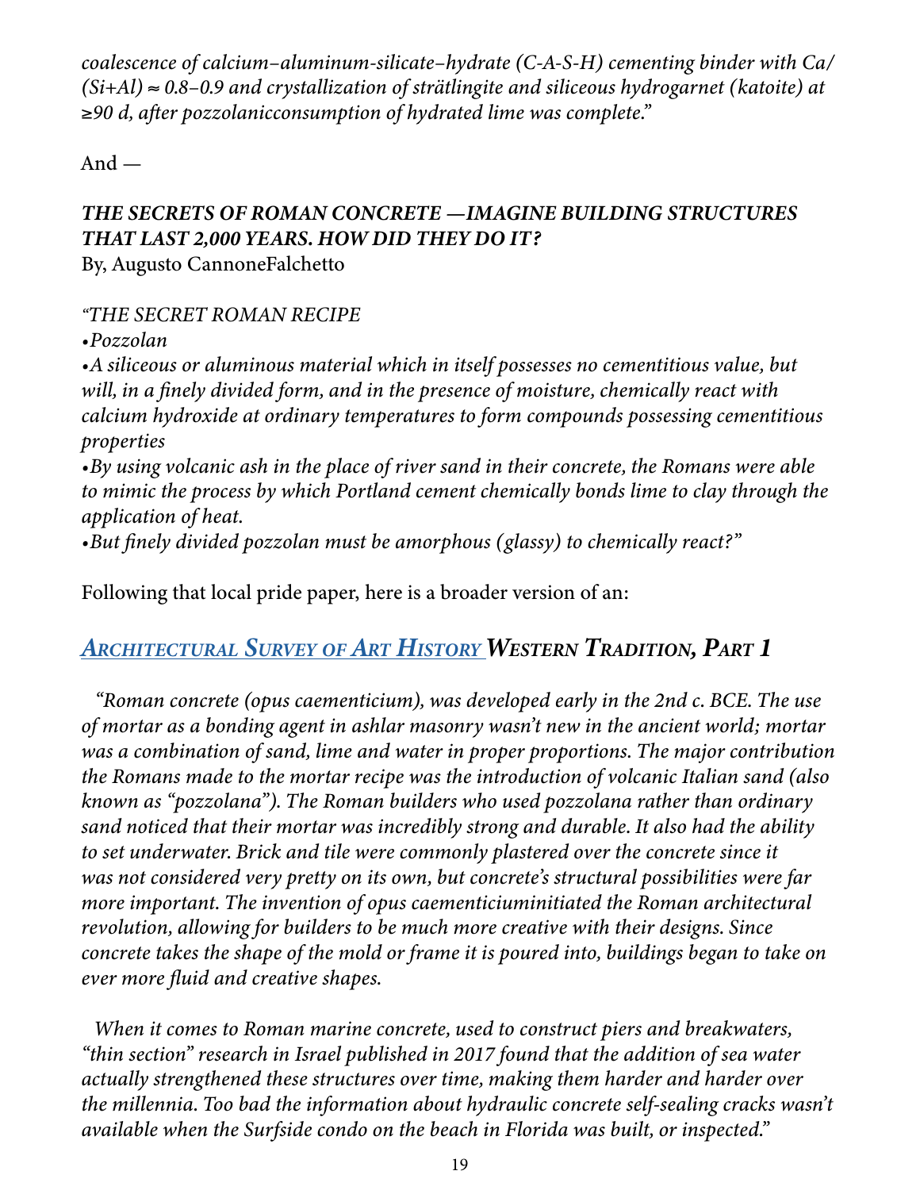*coalescence of calcium–aluminum-silicate–hydrate (C-A-S-H) cementing binder with Ca/(Si+Al) ≈ 0.8–0.9 and crystallization of strätlingite and siliceous hydrogarnet (katoite) at ≥90 d, after pozzolanicconsumption of hydrated lime was complete."*

And —

***THE SECRETS OF ROMAN CONCRETE —IMAGINE BUILDING STRUCTURES THAT LAST 2,000 YEARS. HOW DID THEY DO IT?***
By, Augusto CannoneFalchetto

*"THE SECRET ROMAN RECIPE*
*•Pozzolan*
*•A siliceous or aluminous material which in itself possesses no cementitious value, but will, in a finely divided form, and in the presence of moisture, chemically react with calcium hydroxide at ordinary temperatures to form compounds possessing cementitious properties*
*•By using volcanic ash in the place of river sand in their concrete, the Romans were able to mimic the process by which Portland cement chemically bonds lime to clay through the application of heat.*
*•But finely divided pozzolan must be amorphous (glassy) to chemically react?"*

Following that local pride paper, here is a broader version of an:

## *Architectural Survey of Art History* ***Western Tradition, Part 1***

*"Roman concrete (opus caementicium), was developed early in the 2nd c. BCE. The use of mortar as a bonding agent in ashlar masonry wasn't new in the ancient world; mortar was a combination of sand, lime and water in proper proportions. The major contribution the Romans made to the mortar recipe was the introduction of volcanic Italian sand (also known as "pozzolana"). The Roman builders who used pozzolana rather than ordinary sand noticed that their mortar was incredibly strong and durable. It also had the ability to set underwater. Brick and tile were commonly plastered over the concrete since it was not considered very pretty on its own, but concrete's structural possibilities were far more important. The invention of opus caementiciuminitiated the Roman architectural revolution, allowing for builders to be much more creative with their designs. Since concrete takes the shape of the mold or frame it is poured into, buildings began to take on ever more fluid and creative shapes.*

*When it comes to Roman marine concrete, used to construct piers and breakwaters, "thin section" research in Israel published in 2017 found that the addition of sea water actually strengthened these structures over time, making them harder and harder over the millennia. Too bad the information about hydraulic concrete self-sealing cracks wasn't available when the Surfside condo on the beach in Florida was built, or inspected."*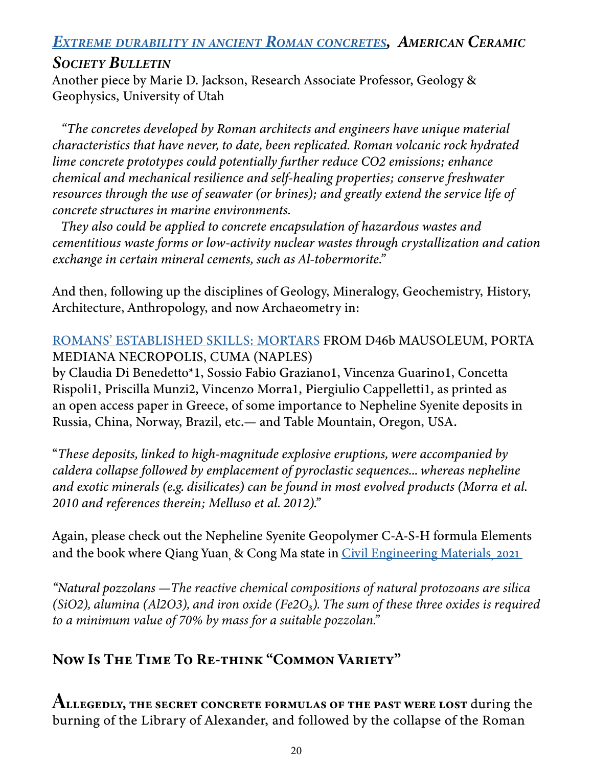### *[Extreme durability in ancient Roman concretes](#)*, *American Ceramic Society Bulletin*

Another piece by Marie D. Jackson, Research Associate Professor, Geology & Geophysics, University of Utah

*"The concretes developed by Roman architects and engineers have unique material characteristics that have never, to date, been replicated. Roman volcanic rock hydrated lime concrete prototypes could potentially further reduce CO2 emissions; enhance chemical and mechanical resilience and self-healing properties; conserve freshwater resources through the use of seawater (or brines); and greatly extend the service life of concrete structures in marine environments.*

*They also could be applied to concrete encapsulation of hazardous wastes and cementitious waste forms or low-activity nuclear wastes through crystallization and cation exchange in certain mineral cements, such as Al-tobermorite."*

And then, following up the disciplines of Geology, Mineralogy, Geochemistry, History, Architecture, Anthropology, and now Archaeometry in:

[ROMANS' ESTABLISHED SKILLS: MORTARS](#) FROM D46b MAUSOLEUM, PORTA MEDIANA NECROPOLIS, CUMA (NAPLES)
by Claudia Di Benedetto*1, Sossio Fabio Graziano1, Vincenza Guarino1, Concetta Rispoli1, Priscilla Munzi2, Vincenzo Morra1, Piergiulio Cappelletti1, as printed as an open access paper in Greece, of some importance to Nepheline Syenite deposits in Russia, China, Norway, Brazil, etc.— and Table Mountain, Oregon, USA.

"*These deposits, linked to high-magnitude explosive eruptions, were accompanied by caldera collapse followed by emplacement of pyroclastic sequences... whereas nepheline and exotic minerals (e.g. disilicates) can be found in most evolved products (Morra et al. 2010 and references therein; Melluso et al. 2012).*"

Again, please check out the Nepheline Syenite Geopolymer C-A-S-H formula Elements and the book where Qiang Yuan, & Cong Ma state in [Civil Engineering Materials, 2021](#)

*"Natural pozzolans —The reactive chemical compositions of natural protozoans are silica (SiO2), alumina (Al2O3), and iron oxide (Fe2O$_3$). The sum of these three oxides is required to a minimum value of 70% by mass for a suitable pozzolan."*

## Now Is The Time To Re-think "Common Variety"

**Allegedly, the secret concrete formulas of the past were lost** during the burning of the Library of Alexander, and followed by the collapse of the Roman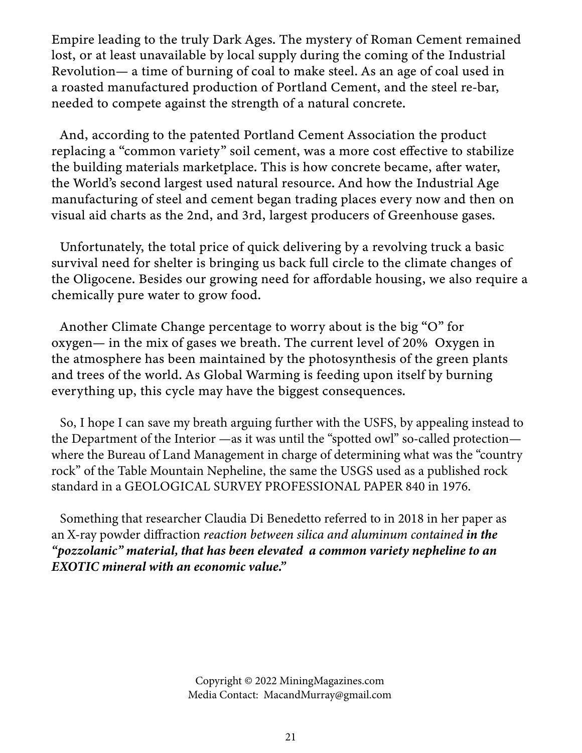Empire leading to the truly Dark Ages. The mystery of Roman Cement remained lost, or at least unavailable by local supply during the coming of the Industrial Revolution— a time of burning of coal to make steel. As an age of coal used in a roasted manufactured production of Portland Cement, and the steel re-bar, needed to compete against the strength of a natural concrete.

And, according to the patented Portland Cement Association the product replacing a "common variety" soil cement, was a more cost effective to stabilize the building materials marketplace. This is how concrete became, after water, the World's second largest used natural resource. And how the Industrial Age manufacturing of steel and cement began trading places every now and then on visual aid charts as the 2nd, and 3rd, largest producers of Greenhouse gases.

Unfortunately, the total price of quick delivering by a revolving truck a basic survival need for shelter is bringing us back full circle to the climate changes of the Oligocene. Besides our growing need for affordable housing, we also require a chemically pure water to grow food.

Another Climate Change percentage to worry about is the big "O" for oxygen— in the mix of gases we breath. The current level of 20% Oxygen in the atmosphere has been maintained by the photosynthesis of the green plants and trees of the world. As Global Warming is feeding upon itself by burning everything up, this cycle may have the biggest consequences.

So, I hope I can save my breath arguing further with the USFS, by appealing instead to the Department of the Interior —as it was until the "spotted owl" so-called protection— where the Bureau of Land Management in charge of determining what was the "country rock" of the Table Mountain Nepheline, the same the USGS used as a published rock standard in a GEOLOGICAL SURVEY PROFESSIONAL PAPER 840 in 1976.

Something that researcher Claudia Di Benedetto referred to in 2018 in her paper as an X-ray powder diffraction *reaction between silica and aluminum contained* ***in the "pozzolanic" material, that has been elevated a common variety nepheline to an EXOTIC mineral with an economic value."***

Copyright © 2022 MiningMagazines.com
Media Contact: MacandMurray@gmail.com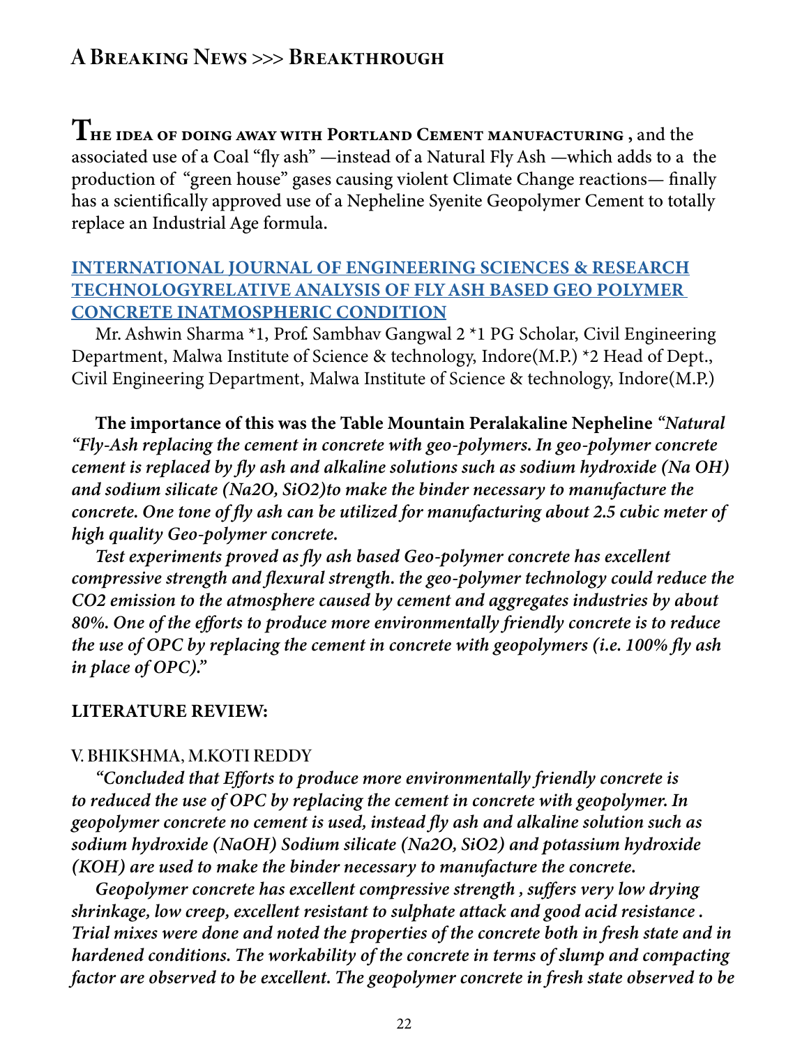## A Breaking News >>> Breakthrough

**The idea of doing away with Portland Cement manufacturing ,** and the associated use of a Coal "fly ash" —instead of a Natural Fly Ash —which adds to a the production of "green house" gases causing violent Climate Change reactions— finally has a scientifically approved use of a Nepheline Syenite Geopolymer Cement to totally replace an Industrial Age formula.

### INTERNATIONAL JOURNAL OF ENGINEERING SCIENCES & RESEARCH TECHNOLOGYRELATIVE ANALYSIS OF FLY ASH BASED GEO POLYMER CONCRETE INATMOSPHERIC CONDITION

Mr. Ashwin Sharma *1, Prof. Sambhav Gangwal 2 *1 PG Scholar, Civil Engineering Department, Malwa Institute of Science & technology, Indore(M.P.) *2 Head of Dept., Civil Engineering Department, Malwa Institute of Science & technology, Indore(M.P.)

**The importance of this was the Table Mountain Peralakaline Nepheline** ***"Natural "Fly-Ash replacing the cement in concrete with geo-polymers. In geo-polymer concrete cement is replaced by fly ash and alkaline solutions such as sodium hydroxide (Na OH) and sodium silicate ($Na_2O$, $SiO_2$)to make the binder necessary to manufacture the concrete. One tone of fly ash can be utilized for manufacturing about 2.5 cubic meter of high quality Geo-polymer concrete.***

***Test experiments proved as fly ash based Geo-polymer concrete has excellent compressive strength and flexural strength. the geo-polymer technology could reduce the $CO_2$ emission to the atmosphere caused by cement and aggregates industries by about 80%. One of the efforts to produce more environmentally friendly concrete is to reduce the use of OPC by replacing the cement in concrete with geopolymers (i.e. 100% fly ash in place of OPC)."***

**LITERATURE REVIEW:**

V. BHIKSHMA, M.KOTI REDDY

***"Concluded that Efforts to produce more environmentally friendly concrete is to reduced the use of OPC by replacing the cement in concrete with geopolymer. In geopolymer concrete no cement is used, instead fly ash and alkaline solution such as sodium hydroxide (NaOH) Sodium silicate ($Na_2O$, $SiO_2$) and potassium hydroxide (KOH) are used to make the binder necessary to manufacture the concrete.***

***Geopolymer concrete has excellent compressive strength , suffers very low drying shrinkage, low creep, excellent resistant to sulphate attack and good acid resistance . Trial mixes were done and noted the properties of the concrete both in fresh state and in hardened conditions. The workability of the concrete in terms of slump and compacting factor are observed to be excellent. The geopolymer concrete in fresh state observed to be***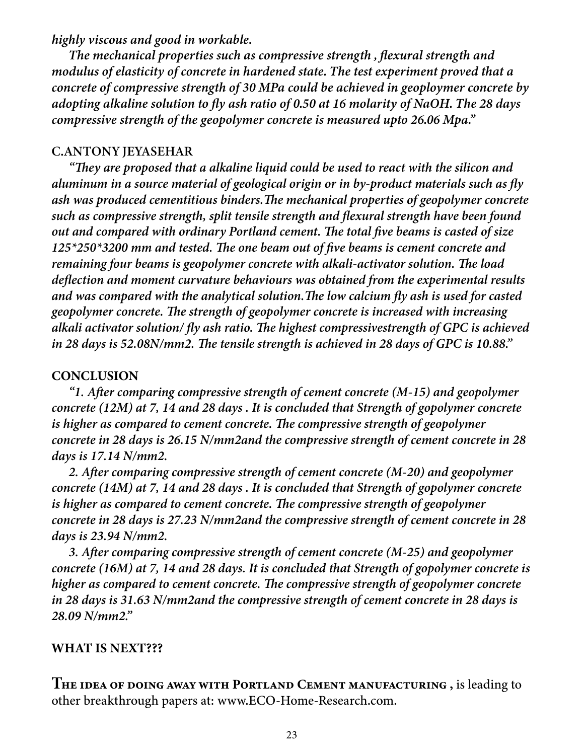***highly viscous and good in workable.***

***The mechanical properties such as compressive strength , flexural strength and modulus of elasticity of concrete in hardened state. The test experiment proved that a concrete of compressive strength of 30 MPa could be achieved in geoploymer concrete by adopting alkaline solution to fly ash ratio of 0.50 at 16 molarity of NaOH. The 28 days compressive strength of the geopolymer concrete is measured upto 26.06 Mpa."***

**C.ANTONY JEYASEHAR**

***"They are proposed that a alkaline liquid could be used to react with the silicon and aluminum in a source material of geological origin or in by-product materials such as fly ash was produced cementitious binders.The mechanical properties of geopolymer concrete such as compressive strength, split tensile strength and flexural strength have been found out and compared with ordinary Portland cement. The total five beams is casted of size 125*250*3200 mm and tested. The one beam out of five beams is cement concrete and remaining four beams is geopolymer concrete with alkali-activator solution. The load deflection and moment curvature behaviours was obtained from the experimental results and was compared with the analytical solution.The low calcium fly ash is used for casted geopolymer concrete. The strength of geopolymer concrete is increased with increasing alkali activator solution/ fly ash ratio. The highest compressivestrength of GPC is achieved in 28 days is 52.08N/mm2. The tensile strength is achieved in 28 days of GPC is 10.88."***

**CONCLUSION**

***"1. After comparing compressive strength of cement concrete (M-15) and geopolymer concrete (12M) at 7, 14 and 28 days . It is concluded that Strength of gopolymer concrete is higher as compared to cement concrete. The compressive strength of geopolymer concrete in 28 days is 26.15 N/mm2and the compressive strength of cement concrete in 28 days is 17.14 N/mm2.***

***2. After comparing compressive strength of cement concrete (M-20) and geopolymer concrete (14M) at 7, 14 and 28 days . It is concluded that Strength of gopolymer concrete is higher as compared to cement concrete. The compressive strength of geopolymer concrete in 28 days is 27.23 N/mm2and the compressive strength of cement concrete in 28 days is 23.94 N/mm2.***

***3. After comparing compressive strength of cement concrete (M-25) and geopolymer concrete (16M) at 7, 14 and 28 days. It is concluded that Strength of gopolymer concrete is higher as compared to cement concrete. The compressive strength of geopolymer concrete in 28 days is 31.63 N/mm2and the compressive strength of cement concrete in 28 days is 28.09 N/mm2."***

**WHAT IS NEXT???**

**The idea of doing away with Portland Cement manufacturing ,** is leading to other breakthrough papers at: www.ECO-Home-Research.com.